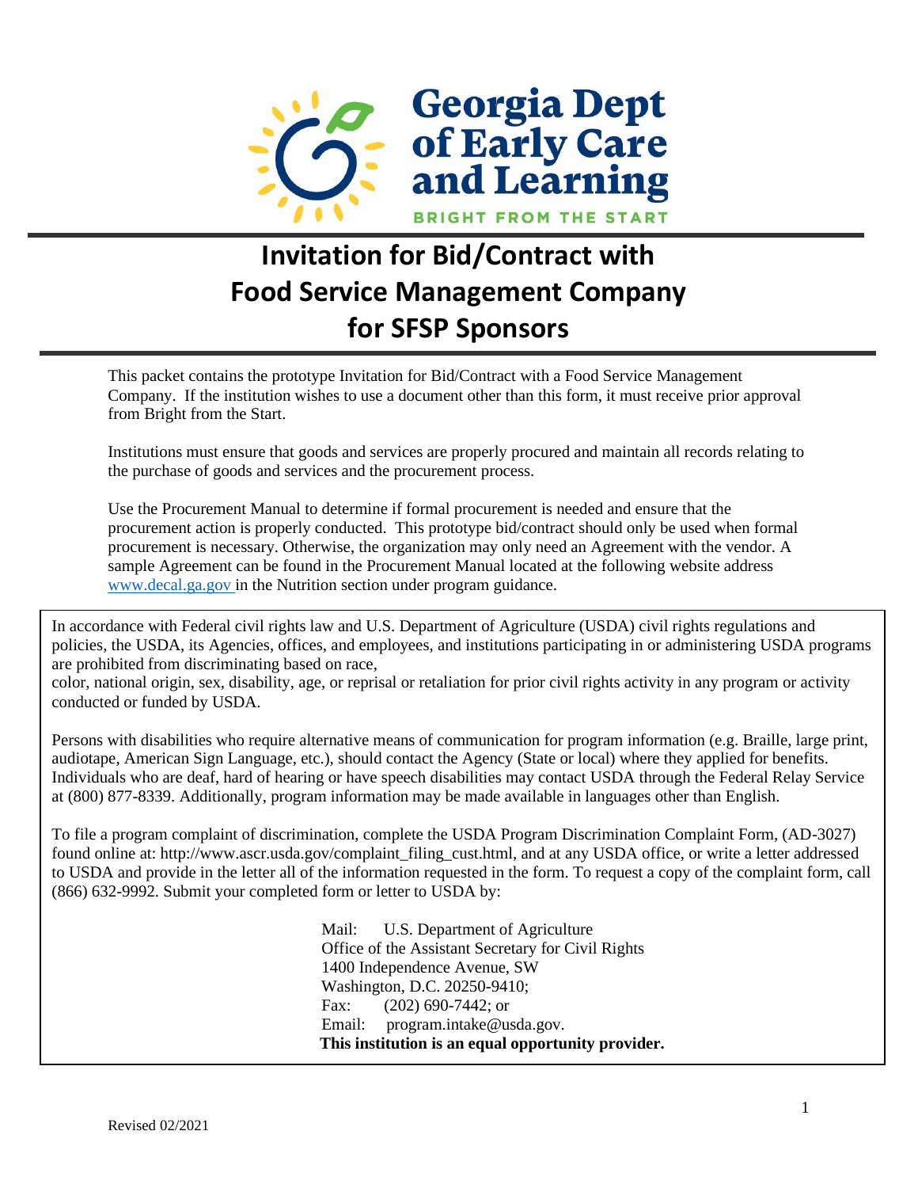Georgia Dept of Early Care and Learning

BRIGHT FROM THE START

# Invitation for Bid/Contract with Food Service Management Company for SFSP Sponsors

This packet contains the prototype Invitation for Bid/Contract with a Food Service Management Company. If the institution wishes to use a document other than this form, it must receive prior approval from Bright from the Start.

Institutions must ensure that goods and services are properly procured and maintain all records relating to the purchase of goods and services and the procurement process.

Use the Procurement Manual to determine if formal procurement is needed and ensure that the procurement action is properly conducted. This prototype bid/contract should only be used when formal procurement is necessary. Otherwise, the organization may only need an Agreement with the vendor. A sample Agreement can be found in the Procurement Manual located at the following website address www.decal.ga.gov in the Nutrition section under program guidance.

In accordance with Federal civil rights law and U.S. Department of Agriculture (USDA) civil rights regulations and policies, the USDA, its Agencies, offices, and employees, and institutions participating in or administering USDA programs are prohibited from discriminating based on race,
color, national origin, sex, disability, age, or reprisal or retaliation for prior civil rights activity in any program or activity conducted or funded by USDA.

Persons with disabilities who require alternative means of communication for program information (e.g. Braille, large print, audiotape, American Sign Language, etc.), should contact the Agency (State or local) where they applied for benefits. Individuals who are deaf, hard of hearing or have speech disabilities may contact USDA through the Federal Relay Service at (800) 877-8339. Additionally, program information may be made available in languages other than English.

To file a program complaint of discrimination, complete the USDA Program Discrimination Complaint Form, (AD-3027) found online at: http://www.ascr.usda.gov/complaint_filing_cust.html, and at any USDA office, or write a letter addressed to USDA and provide in the letter all of the information requested in the form. To request a copy of the complaint form, call (866) 632-9992. Submit your completed form or letter to USDA by:

Mail: U.S. Department of Agriculture
Office of the Assistant Secretary for Civil Rights
1400 Independence Avenue, SW
Washington, D.C. 20250-9410;
Fax: (202) 690-7442; or
Email: program.intake@usda.gov.

**This institution is an equal opportunity provider.**

Revised 02/2021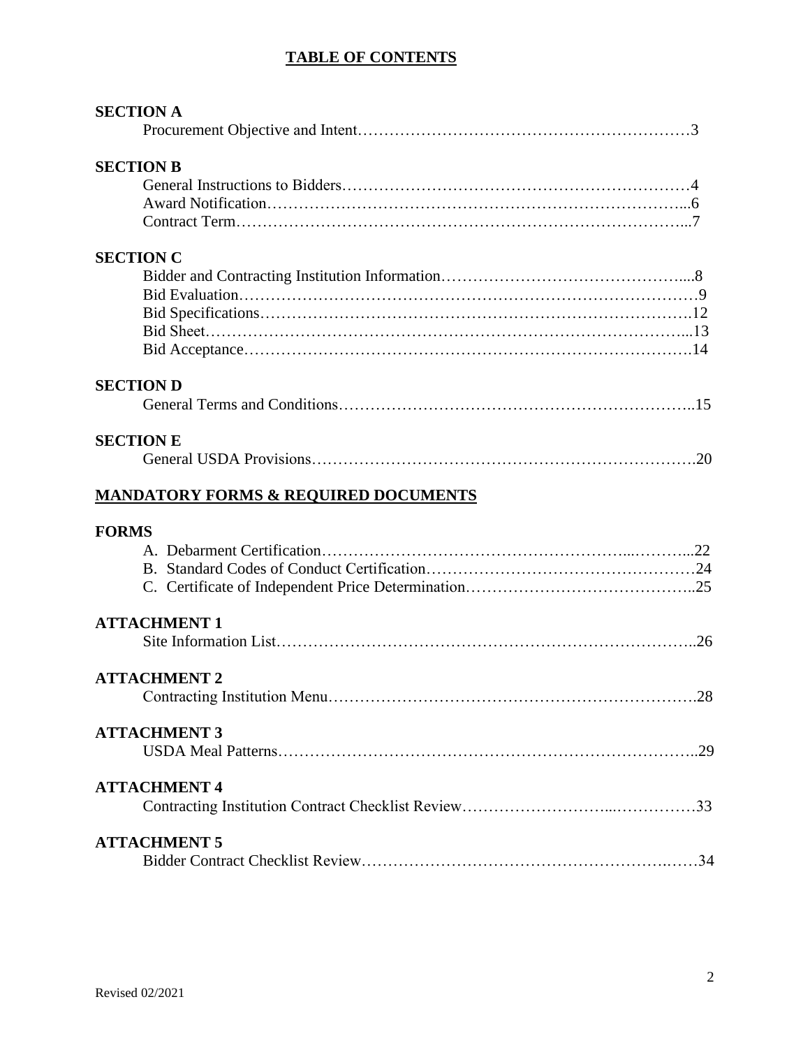# TABLE OF CONTENTS

**SECTION A**

Procurement Objective and Intent……………………………………………………3

**SECTION B**

General Instructions to Bidders………………………………………………………4
Award Notification……………………………………………………………………...6
Contract Term…………………………………………………………………………...7

**SECTION C**

Bidder and Contracting Institution Information………………………………………...8
Bid Evaluation……………………………………………………………………………9
Bid Specifications……………………………………………………………………….12
Bid Sheet………………………………………………………………………………...13
Bid Acceptance………………………………………………………………………….14

**SECTION D**

General Terms and Conditions…………………………………………………………..15

**SECTION E**

General USDA Provisions……………………………………………………………….20

## MANDATORY FORMS & REQUIRED DOCUMENTS

**FORMS**

A. Debarment Certification……………………………………………………...………...22
B. Standard Codes of Conduct Certification…………………………………………24
C. Certificate of Independent Price Determination……………………………………..25

**ATTACHMENT 1**

Site Information List……………………………………………………………………..26

**ATTACHMENT 2**

Contracting Institution Menu…………………………………………………………….28

**ATTACHMENT 3**

USDA Meal Patterns……………………………………………………………………..29

**ATTACHMENT 4**

Contracting Institution Contract Checklist Review……………………….....……………33

**ATTACHMENT 5**

Bidder Contract Checklist Review……………………………………………….……34

Revised 02/2021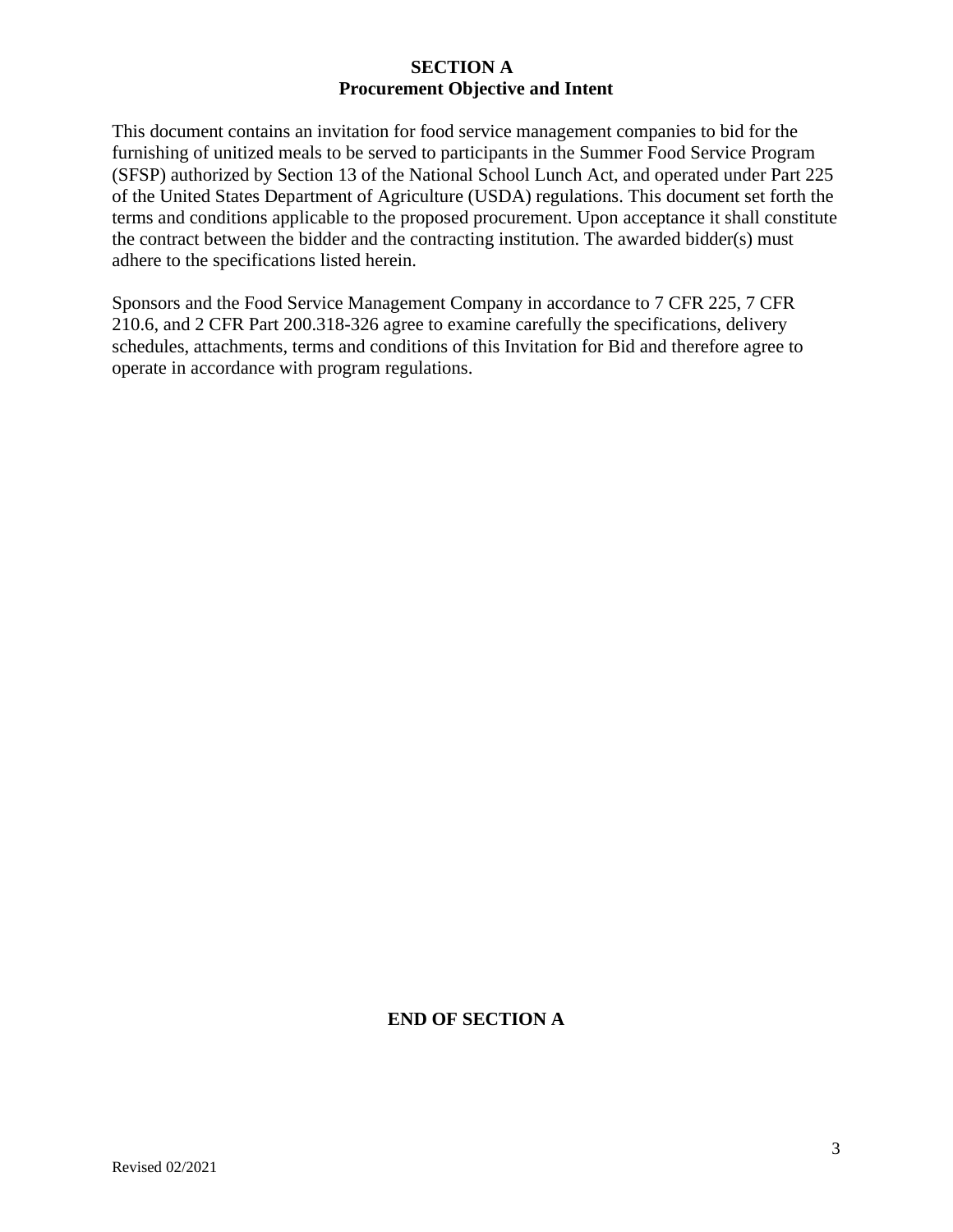# SECTION A
## Procurement Objective and Intent

This document contains an invitation for food service management companies to bid for the furnishing of unitized meals to be served to participants in the Summer Food Service Program (SFSP) authorized by Section 13 of the National School Lunch Act, and operated under Part 225 of the United States Department of Agriculture (USDA) regulations. This document set forth the terms and conditions applicable to the proposed procurement. Upon acceptance it shall constitute the contract between the bidder and the contracting institution. The awarded bidder(s) must adhere to the specifications listed herein.

Sponsors and the Food Service Management Company in accordance to 7 CFR 225, 7 CFR 210.6, and 2 CFR Part 200.318-326 agree to examine carefully the specifications, delivery schedules, attachments, terms and conditions of this Invitation for Bid and therefore agree to operate in accordance with program regulations.

**END OF SECTION A**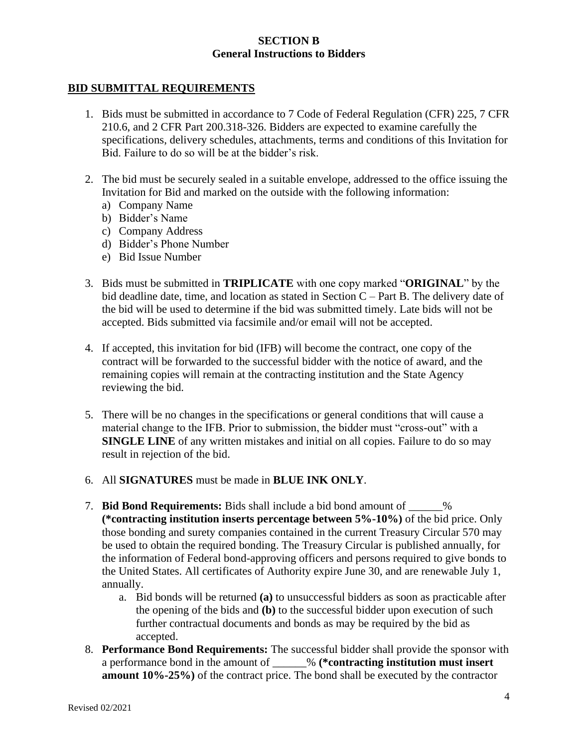# SECTION B
## General Instructions to Bidders

### BID SUBMITTAL REQUIREMENTS

1. Bids must be submitted in accordance to 7 Code of Federal Regulation (CFR) 225, 7 CFR 210.6, and 2 CFR Part 200.318-326. Bidders are expected to examine carefully the specifications, delivery schedules, attachments, terms and conditions of this Invitation for Bid. Failure to do so will be at the bidder's risk.

2. The bid must be securely sealed in a suitable envelope, addressed to the office issuing the Invitation for Bid and marked on the outside with the following information:
   a) Company Name
   b) Bidder's Name
   c) Company Address
   d) Bidder's Phone Number
   e) Bid Issue Number

3. Bids must be submitted in **TRIPLICATE** with one copy marked "**ORIGINAL**" by the bid deadline date, time, and location as stated in Section C – Part B. The delivery date of the bid will be used to determine if the bid was submitted timely. Late bids will not be accepted. Bids submitted via facsimile and/or email will not be accepted.

4. If accepted, this invitation for bid (IFB) will become the contract, one copy of the contract will be forwarded to the successful bidder with the notice of award, and the remaining copies will remain at the contracting institution and the State Agency reviewing the bid.

5. There will be no changes in the specifications or general conditions that will cause a material change to the IFB. Prior to submission, the bidder must "cross-out" with a **SINGLE LINE** of any written mistakes and initial on all copies. Failure to do so may result in rejection of the bid.

6. All **SIGNATURES** must be made in **BLUE INK ONLY**.

7. **Bid Bond Requirements:** Bids shall include a bid bond amount of ______% **(*contracting institution inserts percentage between 5%-10%)** of the bid price. Only those bonding and surety companies contained in the current Treasury Circular 570 may be used to obtain the required bonding. The Treasury Circular is published annually, for the information of Federal bond-approving officers and persons required to give bonds to the United States. All certificates of Authority expire June 30, and are renewable July 1, annually.
   a. Bid bonds will be returned **(a)** to unsuccessful bidders as soon as practicable after the opening of the bids and **(b)** to the successful bidder upon execution of such further contractual documents and bonds as may be required by the bid as accepted.

8. **Performance Bond Requirements:** The successful bidder shall provide the sponsor with a performance bond in the amount of ______% **(*contracting institution must insert amount 10%-25%)** of the contract price. The bond shall be executed by the contractor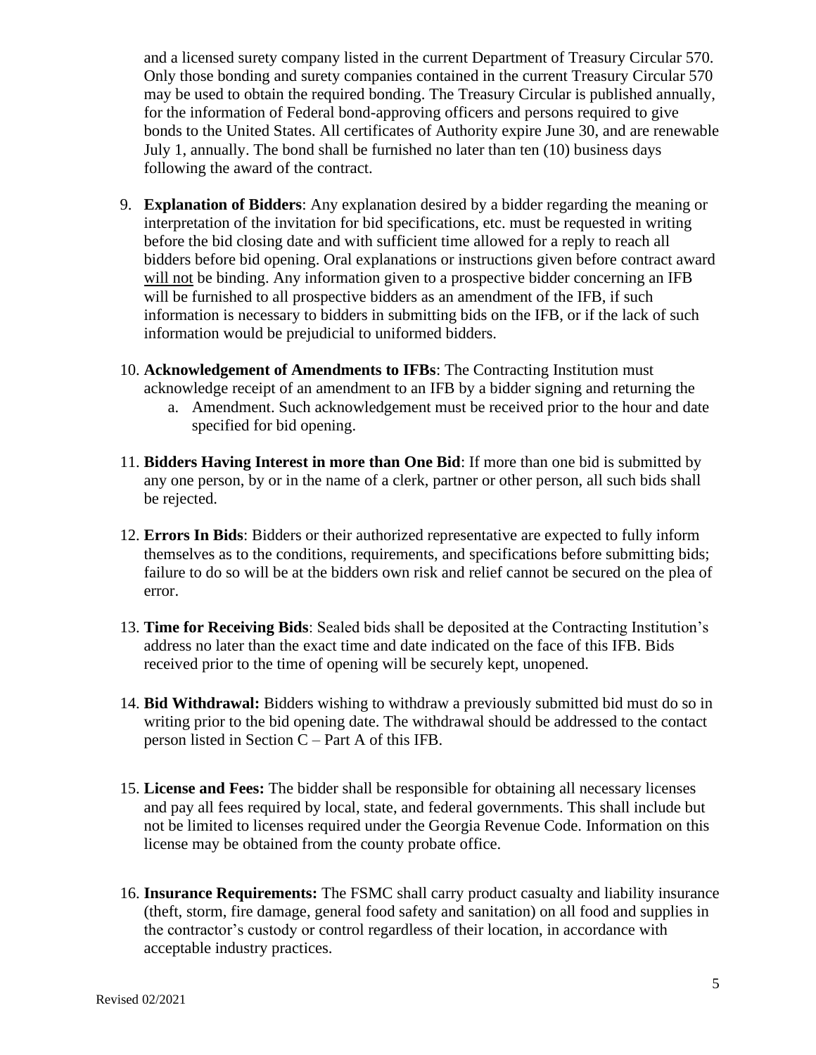and a licensed surety company listed in the current Department of Treasury Circular 570. Only those bonding and surety companies contained in the current Treasury Circular 570 may be used to obtain the required bonding. The Treasury Circular is published annually, for the information of Federal bond-approving officers and persons required to give bonds to the United States. All certificates of Authority expire June 30, and are renewable July 1, annually. The bond shall be furnished no later than ten (10) business days following the award of the contract.

9. **Explanation of Bidders**: Any explanation desired by a bidder regarding the meaning or interpretation of the invitation for bid specifications, etc. must be requested in writing before the bid closing date and with sufficient time allowed for a reply to reach all bidders before bid opening. Oral explanations or instructions given before contract award <u>will not</u> be binding. Any information given to a prospective bidder concerning an IFB will be furnished to all prospective bidders as an amendment of the IFB, if such information is necessary to bidders in submitting bids on the IFB, or if the lack of such information would be prejudicial to uniformed bidders.

10. **Acknowledgement of Amendments to IFBs**: The Contracting Institution must acknowledge receipt of an amendment to an IFB by a bidder signing and returning the
    a. Amendment. Such acknowledgement must be received prior to the hour and date specified for bid opening.

11. **Bidders Having Interest in more than One Bid**: If more than one bid is submitted by any one person, by or in the name of a clerk, partner or other person, all such bids shall be rejected.

12. **Errors In Bids**: Bidders or their authorized representative are expected to fully inform themselves as to the conditions, requirements, and specifications before submitting bids; failure to do so will be at the bidders own risk and relief cannot be secured on the plea of error.

13. **Time for Receiving Bids**: Sealed bids shall be deposited at the Contracting Institution's address no later than the exact time and date indicated on the face of this IFB. Bids received prior to the time of opening will be securely kept, unopened.

14. **Bid Withdrawal:** Bidders wishing to withdraw a previously submitted bid must do so in writing prior to the bid opening date. The withdrawal should be addressed to the contact person listed in Section C – Part A of this IFB.

15. **License and Fees:** The bidder shall be responsible for obtaining all necessary licenses and pay all fees required by local, state, and federal governments. This shall include but not be limited to licenses required under the Georgia Revenue Code. Information on this license may be obtained from the county probate office.

16. **Insurance Requirements:** The FSMC shall carry product casualty and liability insurance (theft, storm, fire damage, general food safety and sanitation) on all food and supplies in the contractor's custody or control regardless of their location, in accordance with acceptable industry practices.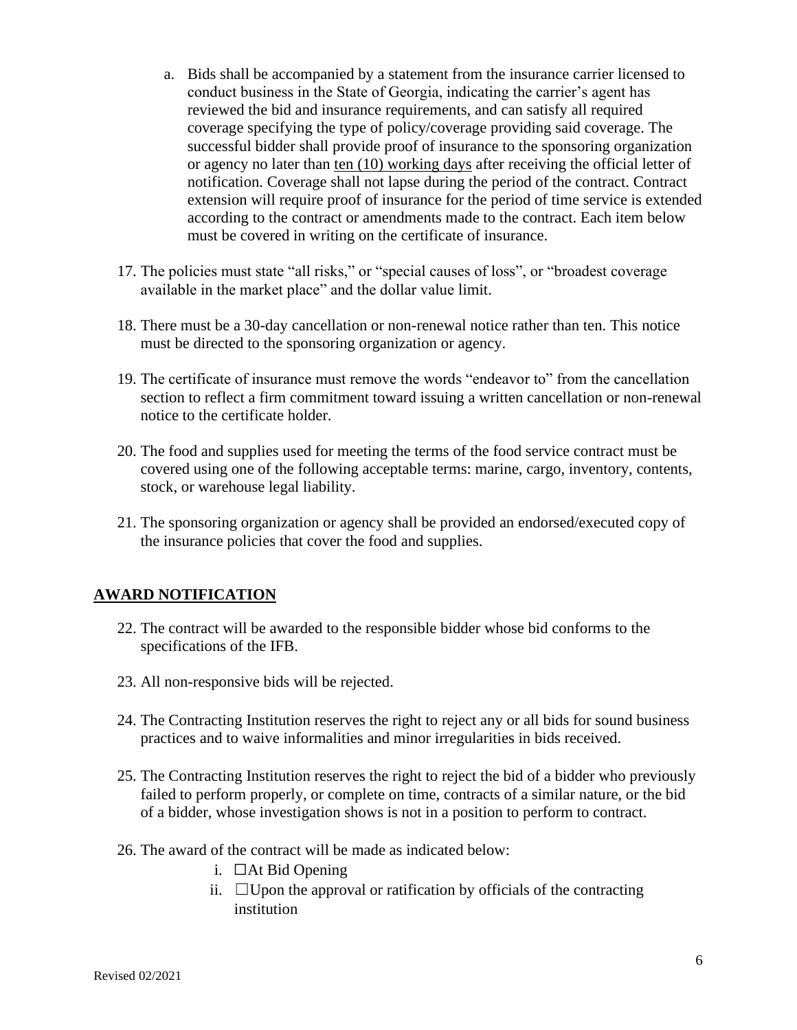a. Bids shall be accompanied by a statement from the insurance carrier licensed to conduct business in the State of Georgia, indicating the carrier's agent has reviewed the bid and insurance requirements, and can satisfy all required coverage specifying the type of policy/coverage providing said coverage. The successful bidder shall provide proof of insurance to the sponsoring organization or agency no later than ten (10) working days after receiving the official letter of notification. Coverage shall not lapse during the period of the contract. Contract extension will require proof of insurance for the period of time service is extended according to the contract or amendments made to the contract. Each item below must be covered in writing on the certificate of insurance.

17. The policies must state "all risks," or "special causes of loss", or "broadest coverage available in the market place" and the dollar value limit.

18. There must be a 30-day cancellation or non-renewal notice rather than ten. This notice must be directed to the sponsoring organization or agency.

19. The certificate of insurance must remove the words "endeavor to" from the cancellation section to reflect a firm commitment toward issuing a written cancellation or non-renewal notice to the certificate holder.

20. The food and supplies used for meeting the terms of the food service contract must be covered using one of the following acceptable terms: marine, cargo, inventory, contents, stock, or warehouse legal liability.

21. The sponsoring organization or agency shall be provided an endorsed/executed copy of the insurance policies that cover the food and supplies.

## AWARD NOTIFICATION

22. The contract will be awarded to the responsible bidder whose bid conforms to the specifications of the IFB.

23. All non-responsive bids will be rejected.

24. The Contracting Institution reserves the right to reject any or all bids for sound business practices and to waive informalities and minor irregularities in bids received.

25. The Contracting Institution reserves the right to reject the bid of a bidder who previously failed to perform properly, or complete on time, contracts of a similar nature, or the bid of a bidder, whose investigation shows is not in a position to perform to contract.

26. The award of the contract will be made as indicated below:
    i. ☐At Bid Opening
    ii. ☐Upon the approval or ratification by officials of the contracting institution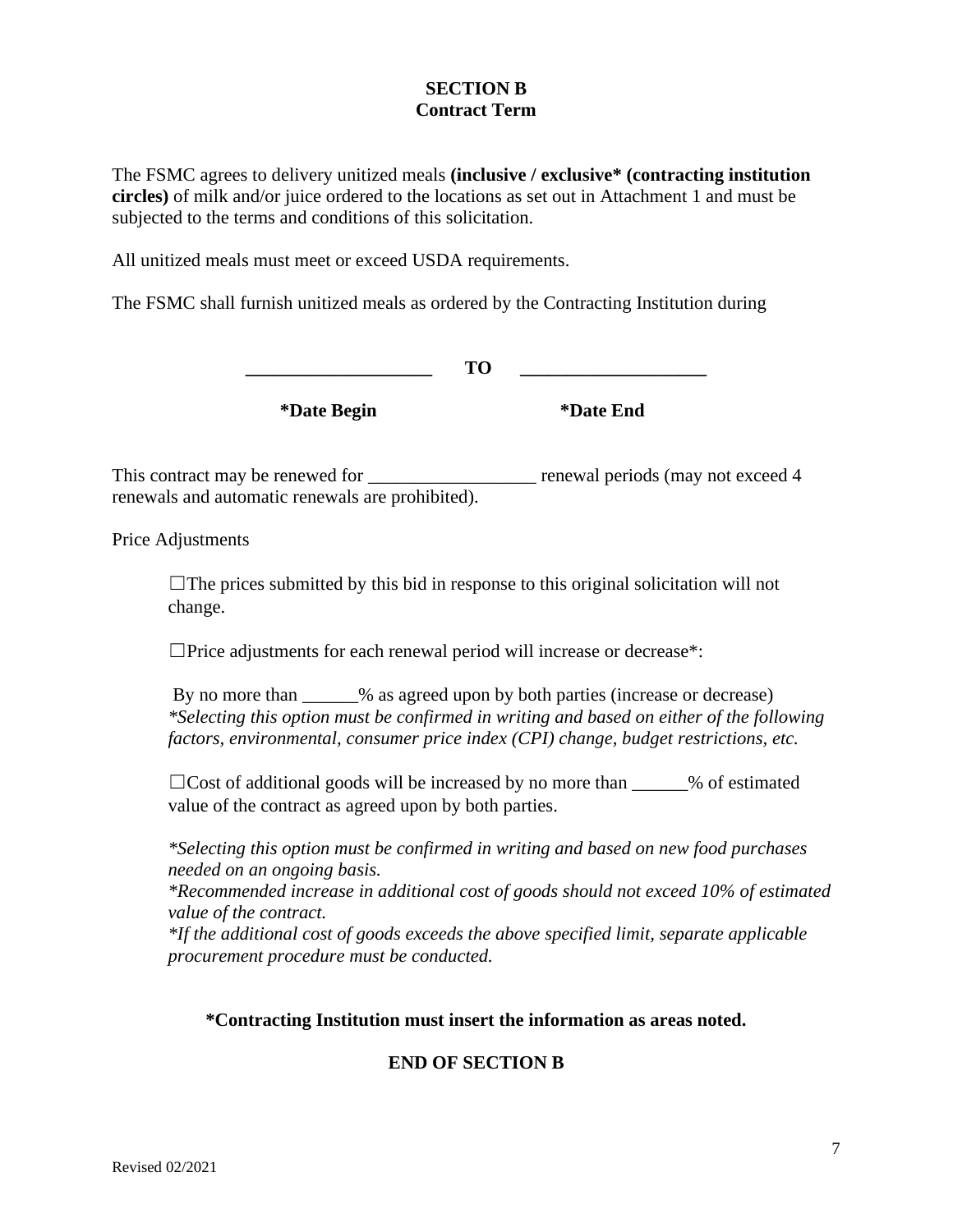**SECTION B**
**Contract Term**

The FSMC agrees to delivery unitized meals **(inclusive / exclusive* (contracting institution circles)** of milk and/or juice ordered to the locations as set out in Attachment 1 and must be subjected to the terms and conditions of this solicitation.

All unitized meals must meet or exceed USDA requirements.

The FSMC shall furnish unitized meals as ordered by the Contracting Institution during

**____________________ TO ____________________**

**\*Date Begin** **\*Date End**

This contract may be renewed for __________________ renewal periods (may not exceed 4 renewals and automatic renewals are prohibited).

Price Adjustments

☐The prices submitted by this bid in response to this original solicitation will not change.

☐Price adjustments for each renewal period will increase or decrease*:

By no more than ______% as agreed upon by both parties (increase or decrease)
*\*Selecting this option must be confirmed in writing and based on either of the following factors, environmental, consumer price index (CPI) change, budget restrictions, etc.*

☐Cost of additional goods will be increased by no more than ______% of estimated value of the contract as agreed upon by both parties.

*\*Selecting this option must be confirmed in writing and based on new food purchases needed on an ongoing basis.*
*\*Recommended increase in additional cost of goods should not exceed 10% of estimated value of the contract.*
*\*If the additional cost of goods exceeds the above specified limit, separate applicable procurement procedure must be conducted.*

**\*Contracting Institution must insert the information as areas noted.**

**END OF SECTION B**

Revised 02/2021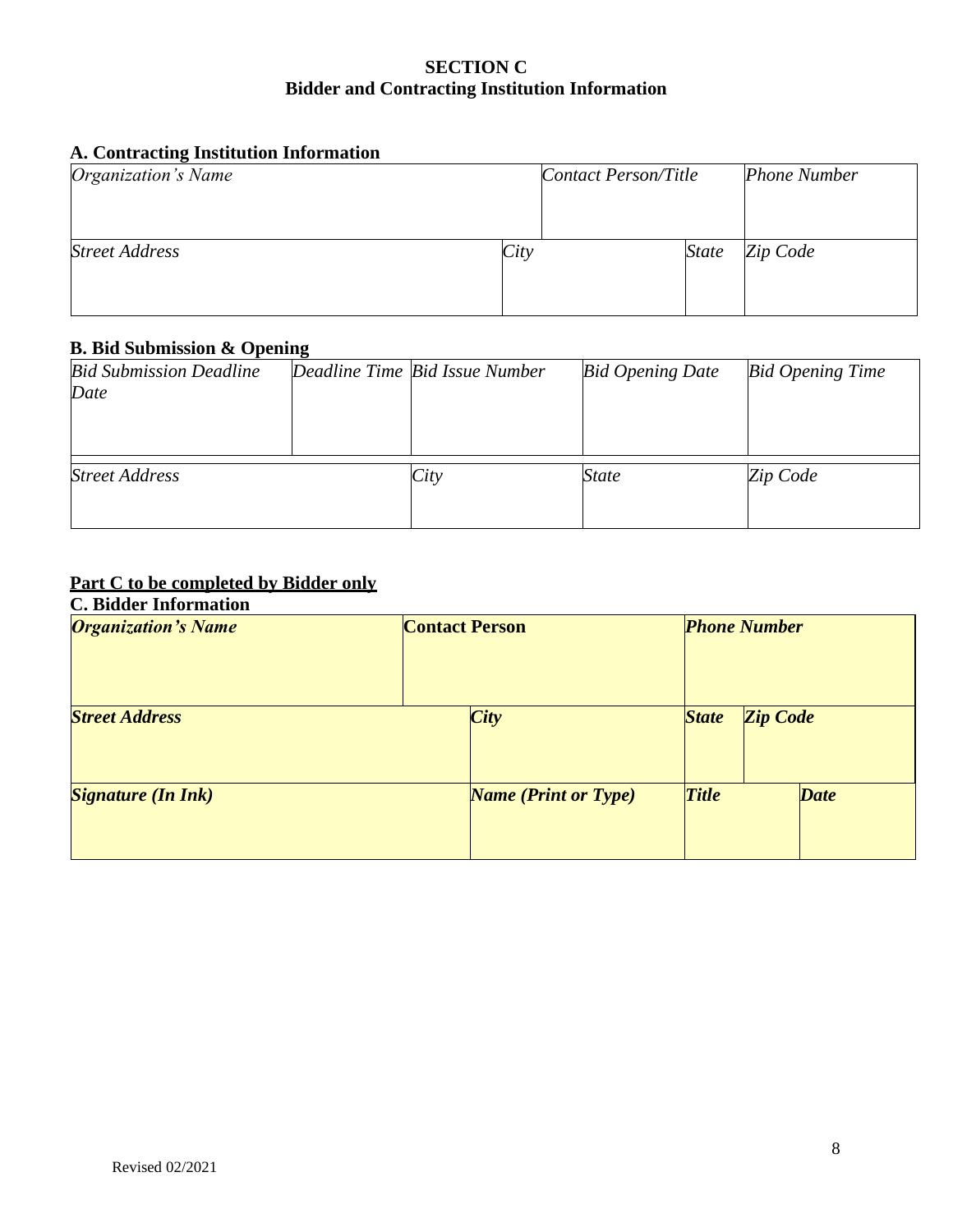# SECTION C
## Bidder and Contracting Institution Information

### A. Contracting Institution Information

| *Organization's Name* | | *Contact Person/Title* | | *Phone Number* |
|---|---|---|---|---|
| *Street Address* | *City* | | *State* | *Zip Code* |

### B. Bid Submission & Opening

| *Bid Submission Deadline Date* | *Deadline Time* | *Bid Issue Number* | *Bid Opening Date* | *Bid Opening Time* |
|---|---|---|---|---|
| *Street Address* | | *City* | *State* | *Zip Code* |

**Part C to be completed by Bidder only**

### C. Bidder Information

| ***Organization's Name*** | **Contact Person** | | ***Phone Number*** | | |
|---|---|---|---|---|---|
| ***Street Address*** | | ***City*** | ***State*** | ***Zip Code*** | |
| ***Signature (In Ink)*** | | ***Name (Print or Type)*** | ***Title*** | | ***Date*** |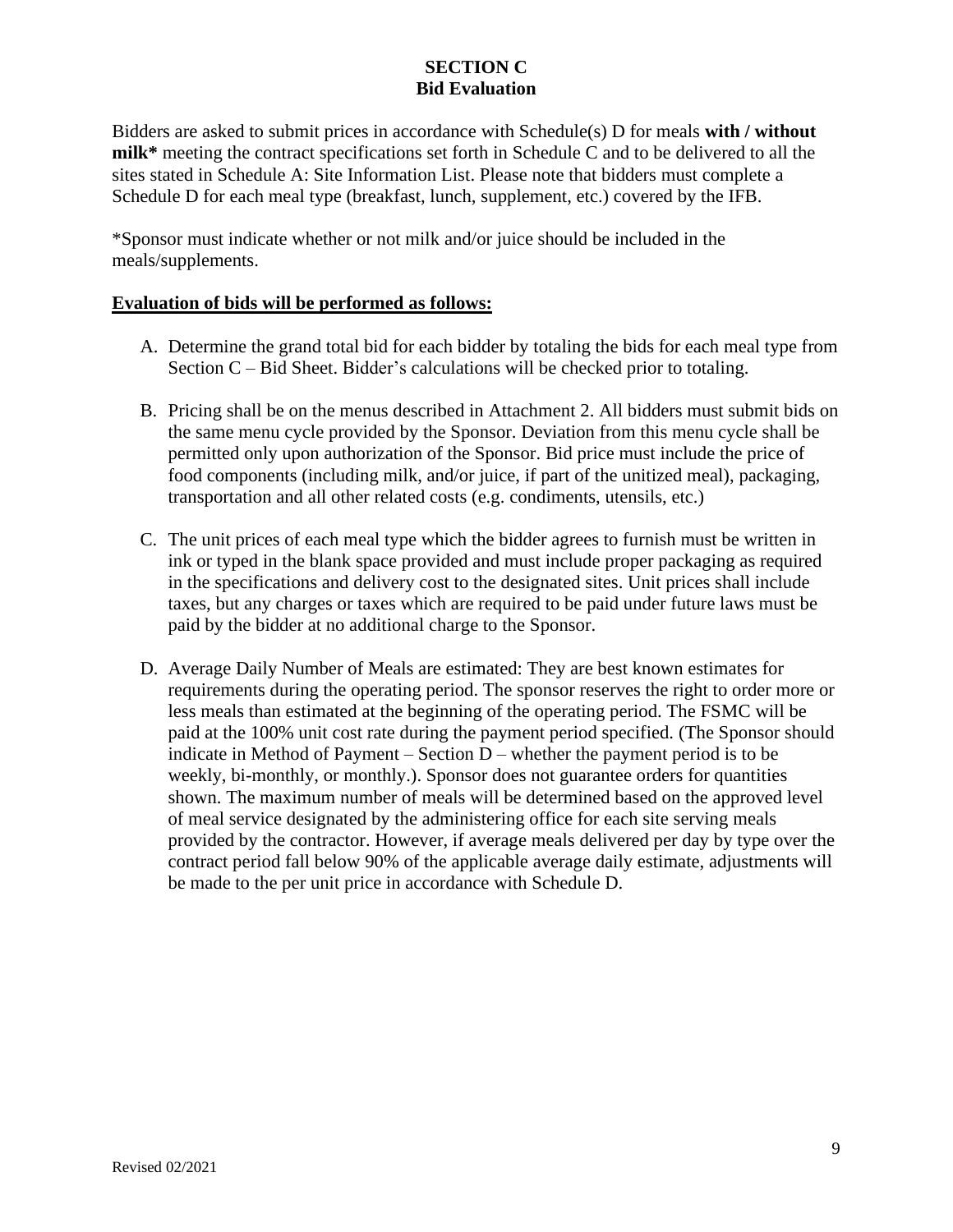## SECTION C
## Bid Evaluation

Bidders are asked to submit prices in accordance with Schedule(s) D for meals **with / without milk*** meeting the contract specifications set forth in Schedule C and to be delivered to all the sites stated in Schedule A: Site Information List. Please note that bidders must complete a Schedule D for each meal type (breakfast, lunch, supplement, etc.) covered by the IFB.

*Sponsor must indicate whether or not milk and/or juice should be included in the meals/supplements.

**Evaluation of bids will be performed as follows:**

A. Determine the grand total bid for each bidder by totaling the bids for each meal type from Section C – Bid Sheet. Bidder's calculations will be checked prior to totaling.

B. Pricing shall be on the menus described in Attachment 2. All bidders must submit bids on the same menu cycle provided by the Sponsor. Deviation from this menu cycle shall be permitted only upon authorization of the Sponsor. Bid price must include the price of food components (including milk, and/or juice, if part of the unitized meal), packaging, transportation and all other related costs (e.g. condiments, utensils, etc.)

C. The unit prices of each meal type which the bidder agrees to furnish must be written in ink or typed in the blank space provided and must include proper packaging as required in the specifications and delivery cost to the designated sites. Unit prices shall include taxes, but any charges or taxes which are required to be paid under future laws must be paid by the bidder at no additional charge to the Sponsor.

D. Average Daily Number of Meals are estimated: They are best known estimates for requirements during the operating period. The sponsor reserves the right to order more or less meals than estimated at the beginning of the operating period. The FSMC will be paid at the 100% unit cost rate during the payment period specified. (The Sponsor should indicate in Method of Payment – Section D – whether the payment period is to be weekly, bi-monthly, or monthly.). Sponsor does not guarantee orders for quantities shown. The maximum number of meals will be determined based on the approved level of meal service designated by the administering office for each site serving meals provided by the contractor. However, if average meals delivered per day by type over the contract period fall below 90% of the applicable average daily estimate, adjustments will be made to the per unit price in accordance with Schedule D.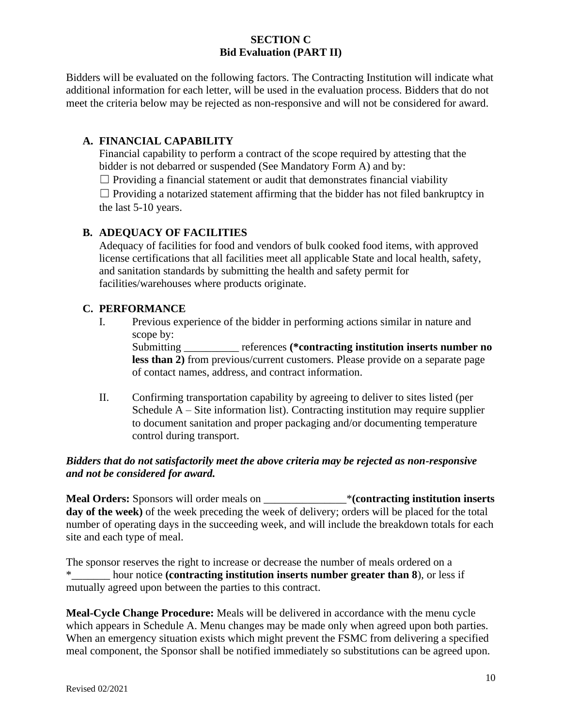# SECTION C
## Bid Evaluation (PART II)

Bidders will be evaluated on the following factors. The Contracting Institution will indicate what additional information for each letter, will be used in the evaluation process. Bidders that do not meet the criteria below may be rejected as non-responsive and will not be considered for award.

### A. FINANCIAL CAPABILITY

Financial capability to perform a contract of the scope required by attesting that the bidder is not debarred or suspended (See Mandatory Form A) and by:

☐ Providing a financial statement or audit that demonstrates financial viability

☐ Providing a notarized statement affirming that the bidder has not filed bankruptcy in the last 5-10 years.

### B. ADEQUACY OF FACILITIES

Adequacy of facilities for food and vendors of bulk cooked food items, with approved license certifications that all facilities meet all applicable State and local health, safety, and sanitation standards by submitting the health and safety permit for facilities/warehouses where products originate.

### C. PERFORMANCE

I. Previous experience of the bidder in performing actions similar in nature and scope by:
Submitting __________ references **(*contracting institution inserts number no less than 2)** from previous/current customers. Please provide on a separate page of contact names, address, and contract information.

II. Confirming transportation capability by agreeing to deliver to sites listed (per Schedule A – Site information list). Contracting institution may require supplier to document sanitation and proper packaging and/or documenting temperature control during transport.

***Bidders that do not satisfactorily meet the above criteria may be rejected as non-responsive and not be considered for award.***

**Meal Orders:** Sponsors will order meals on _______________***(contracting institution inserts day of the week)** of the week preceding the week of delivery; orders will be placed for the total number of operating days in the succeeding week, and will include the breakdown totals for each site and each type of meal.

The sponsor reserves the right to increase or decrease the number of meals ordered on a *_______ hour notice **(contracting institution inserts number greater than 8**), or less if mutually agreed upon between the parties to this contract.

**Meal-Cycle Change Procedure:** Meals will be delivered in accordance with the menu cycle which appears in Schedule A. Menu changes may be made only when agreed upon both parties. When an emergency situation exists which might prevent the FSMC from delivering a specified meal component, the Sponsor shall be notified immediately so substitutions can be agreed upon.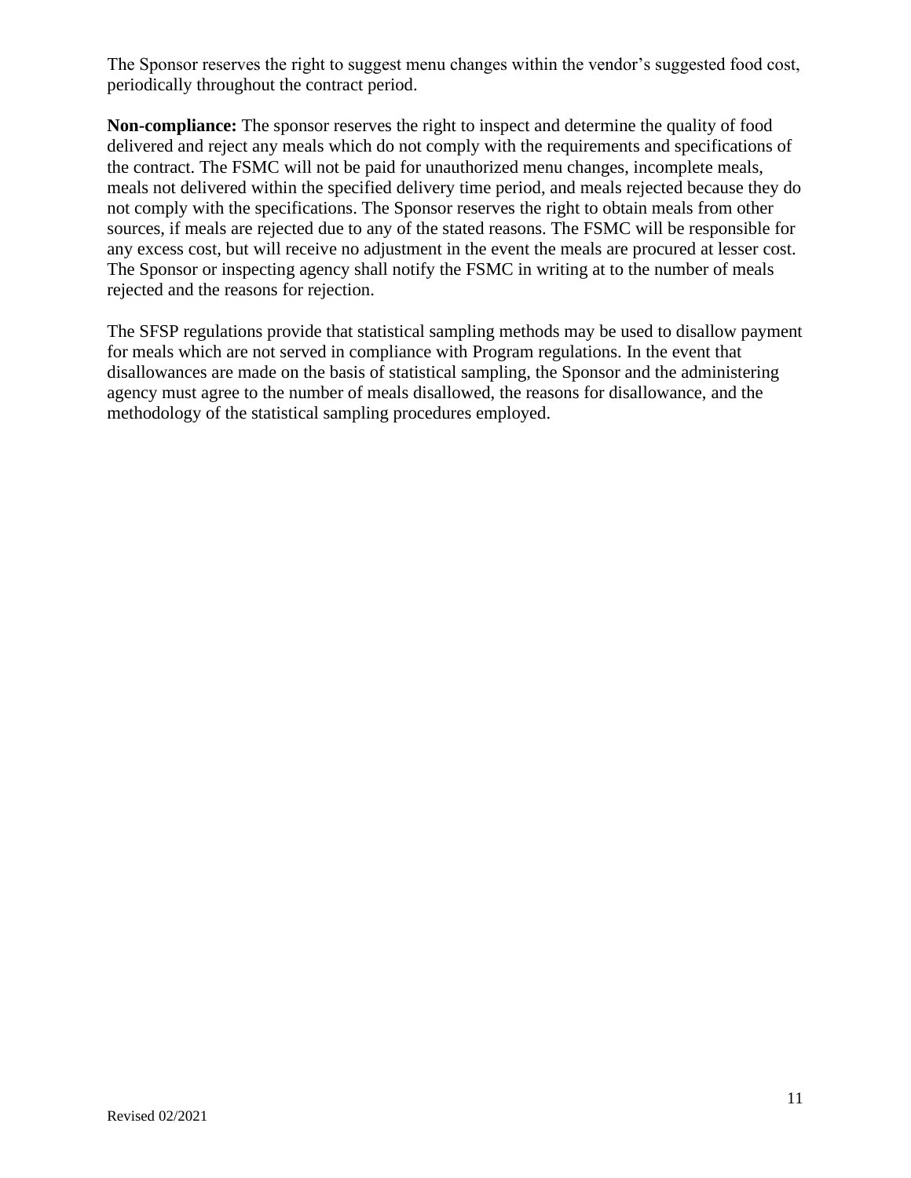The Sponsor reserves the right to suggest menu changes within the vendor's suggested food cost, periodically throughout the contract period.

**Non-compliance:** The sponsor reserves the right to inspect and determine the quality of food delivered and reject any meals which do not comply with the requirements and specifications of the contract. The FSMC will not be paid for unauthorized menu changes, incomplete meals, meals not delivered within the specified delivery time period, and meals rejected because they do not comply with the specifications. The Sponsor reserves the right to obtain meals from other sources, if meals are rejected due to any of the stated reasons. The FSMC will be responsible for any excess cost, but will receive no adjustment in the event the meals are procured at lesser cost. The Sponsor or inspecting agency shall notify the FSMC in writing at to the number of meals rejected and the reasons for rejection.

The SFSP regulations provide that statistical sampling methods may be used to disallow payment for meals which are not served in compliance with Program regulations. In the event that disallowances are made on the basis of statistical sampling, the Sponsor and the administering agency must agree to the number of meals disallowed, the reasons for disallowance, and the methodology of the statistical sampling procedures employed.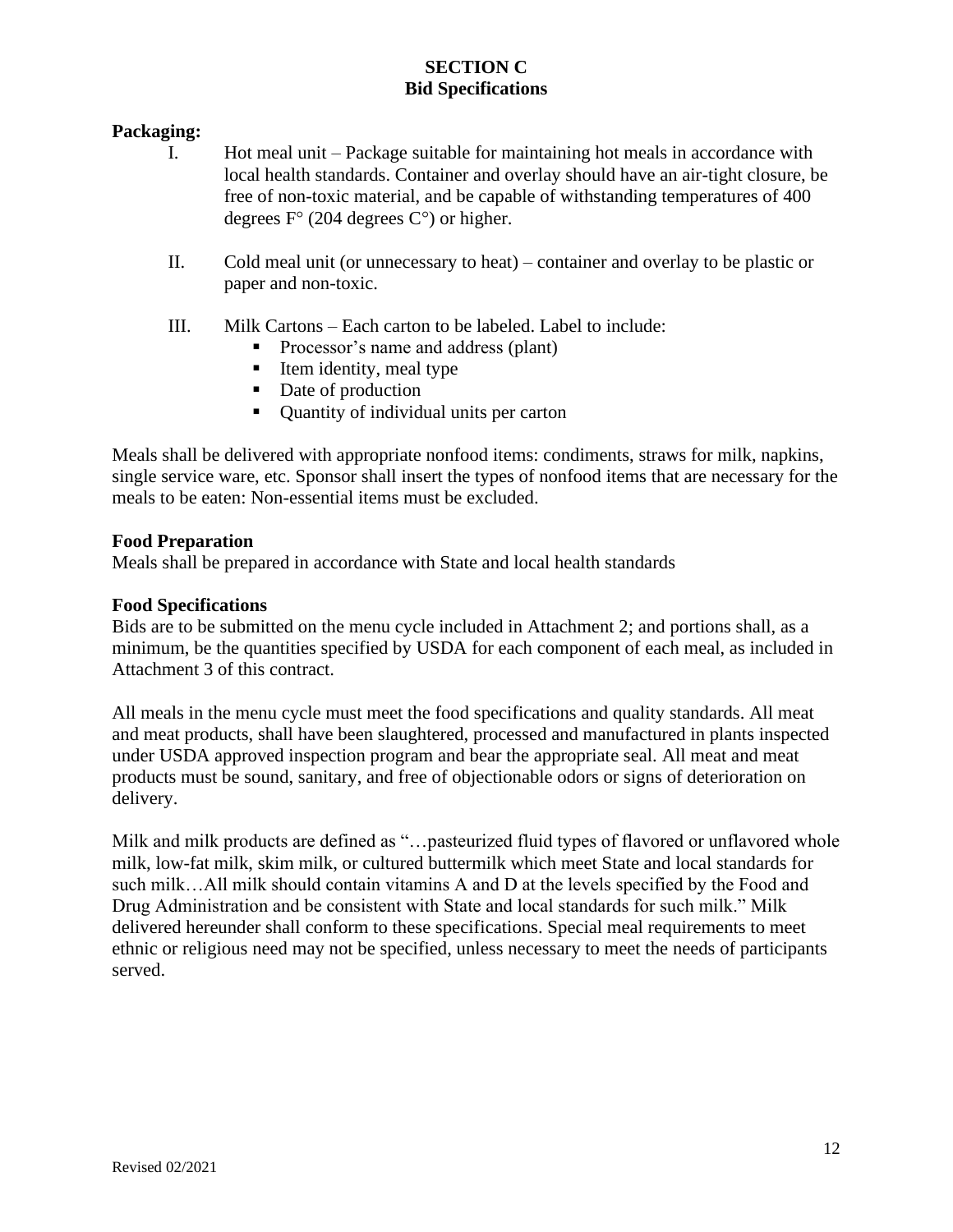# SECTION C
## Bid Specifications

**Packaging:**

I. Hot meal unit – Package suitable for maintaining hot meals in accordance with local health standards. Container and overlay should have an air-tight closure, be free of non-toxic material, and be capable of withstanding temperatures of 400 degrees F° (204 degrees C°) or higher.

II. Cold meal unit (or unnecessary to heat) – container and overlay to be plastic or paper and non-toxic.

III. Milk Cartons – Each carton to be labeled. Label to include:
- Processor's name and address (plant)
- Item identity, meal type
- Date of production
- Quantity of individual units per carton

Meals shall be delivered with appropriate nonfood items: condiments, straws for milk, napkins, single service ware, etc. Sponsor shall insert the types of nonfood items that are necessary for the meals to be eaten: Non-essential items must be excluded.

**Food Preparation**

Meals shall be prepared in accordance with State and local health standards

**Food Specifications**

Bids are to be submitted on the menu cycle included in Attachment 2; and portions shall, as a minimum, be the quantities specified by USDA for each component of each meal, as included in Attachment 3 of this contract.

All meals in the menu cycle must meet the food specifications and quality standards. All meat and meat products, shall have been slaughtered, processed and manufactured in plants inspected under USDA approved inspection program and bear the appropriate seal. All meat and meat products must be sound, sanitary, and free of objectionable odors or signs of deterioration on delivery.

Milk and milk products are defined as "…pasteurized fluid types of flavored or unflavored whole milk, low-fat milk, skim milk, or cultured buttermilk which meet State and local standards for such milk…All milk should contain vitamins A and D at the levels specified by the Food and Drug Administration and be consistent with State and local standards for such milk." Milk delivered hereunder shall conform to these specifications. Special meal requirements to meet ethnic or religious need may not be specified, unless necessary to meet the needs of participants served.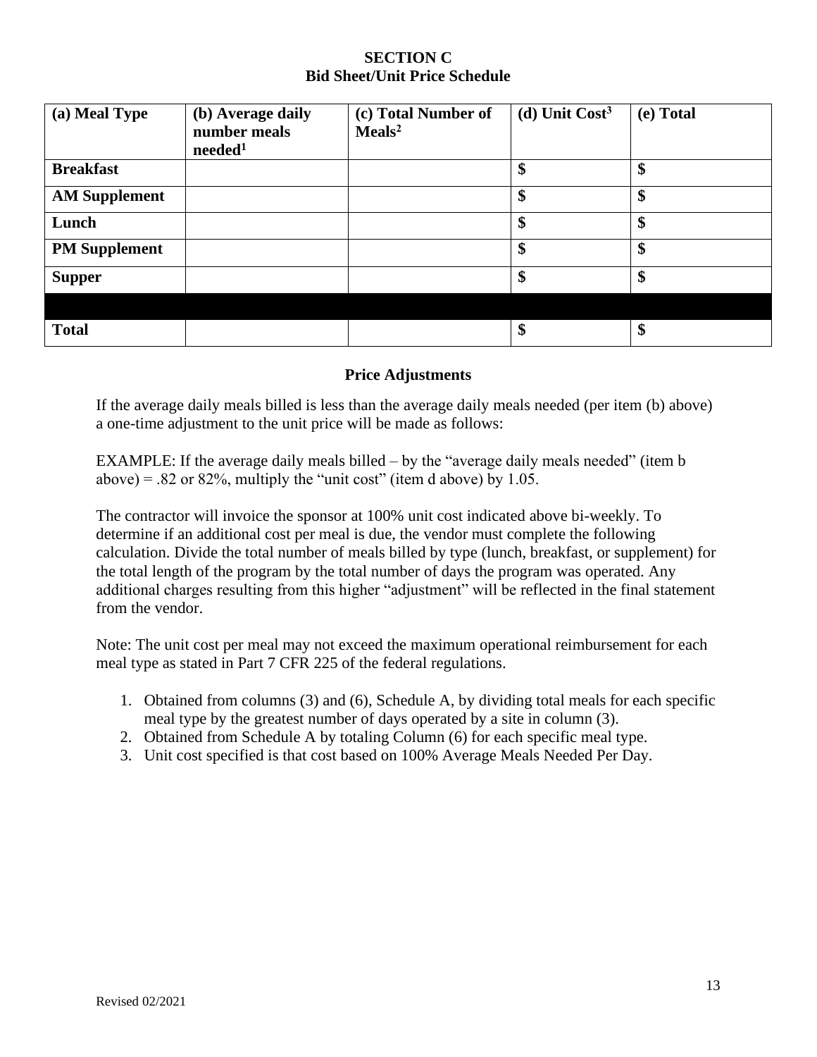# SECTION C
## Bid Sheet/Unit Price Schedule

| (a) Meal Type | (b) Average daily number meals needed[1] | (c) Total Number of Meals[2] | (d) Unit Cost[3] | (e) Total |
|---|---|---|---|---|
| **Breakfast** | | | **$** | **$** |
| **AM Supplement** | | | **$** | **$** |
| **Lunch** | | | **$** | **$** |
| **PM Supplement** | | | **$** | **$** |
| **Supper** | | | **$** | **$** |
| | | | | |
| **Total** | | | **$** | **$** |

### Price Adjustments

If the average daily meals billed is less than the average daily meals needed (per item (b) above) a one-time adjustment to the unit price will be made as follows:

EXAMPLE: If the average daily meals billed – by the "average daily meals needed" (item b above) = .82 or 82%, multiply the "unit cost" (item d above) by 1.05.

The contractor will invoice the sponsor at 100% unit cost indicated above bi-weekly. To determine if an additional cost per meal is due, the vendor must complete the following calculation. Divide the total number of meals billed by type (lunch, breakfast, or supplement) for the total length of the program by the total number of days the program was operated. Any additional charges resulting from this higher "adjustment" will be reflected in the final statement from the vendor.

Note: The unit cost per meal may not exceed the maximum operational reimbursement for each meal type as stated in Part 7 CFR 225 of the federal regulations.

1. Obtained from columns (3) and (6), Schedule A, by dividing total meals for each specific meal type by the greatest number of days operated by a site in column (3).
2. Obtained from Schedule A by totaling Column (6) for each specific meal type.
3. Unit cost specified is that cost based on 100% Average Meals Needed Per Day.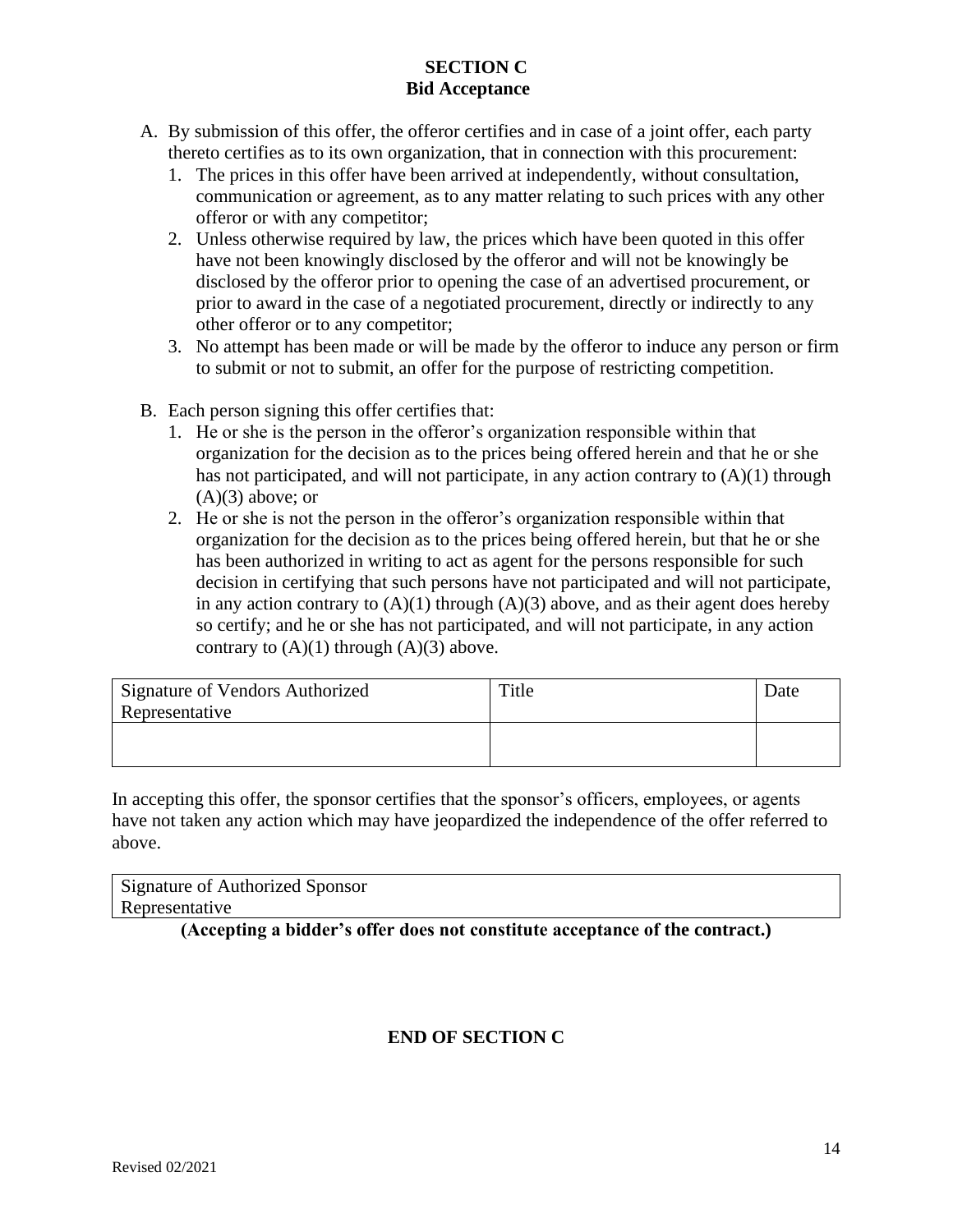# SECTION C
## Bid Acceptance

A. By submission of this offer, the offeror certifies and in case of a joint offer, each party thereto certifies as to its own organization, that in connection with this procurement:
   1. The prices in this offer have been arrived at independently, without consultation, communication or agreement, as to any matter relating to such prices with any other offeror or with any competitor;
   2. Unless otherwise required by law, the prices which have been quoted in this offer have not been knowingly disclosed by the offeror and will not be knowingly be disclosed by the offeror prior to opening the case of an advertised procurement, or prior to award in the case of a negotiated procurement, directly or indirectly to any other offeror or to any competitor;
   3. No attempt has been made or will be made by the offeror to induce any person or firm to submit or not to submit, an offer for the purpose of restricting competition.

B. Each person signing this offer certifies that:
   1. He or she is the person in the offeror's organization responsible within that organization for the decision as to the prices being offered herein and that he or she has not participated, and will not participate, in any action contrary to (A)(1) through (A)(3) above; or
   2. He or she is not the person in the offeror's organization responsible within that organization for the decision as to the prices being offered herein, but that he or she has been authorized in writing to act as agent for the persons responsible for such decision in certifying that such persons have not participated and will not participate, in any action contrary to (A)(1) through (A)(3) above, and as their agent does hereby so certify; and he or she has not participated, and will not participate, in any action contrary to (A)(1) through (A)(3) above.

| Signature of Vendors Authorized Representative | Title | Date |
|---|---|---|
| | | |

In accepting this offer, the sponsor certifies that the sponsor's officers, employees, or agents have not taken any action which may have jeopardized the independence of the offer referred to above.

| Signature of Authorized Sponsor Representative |
|---|

**(Accepting a bidder's offer does not constitute acceptance of the contract.)**

**END OF SECTION C**

Revised 02/2021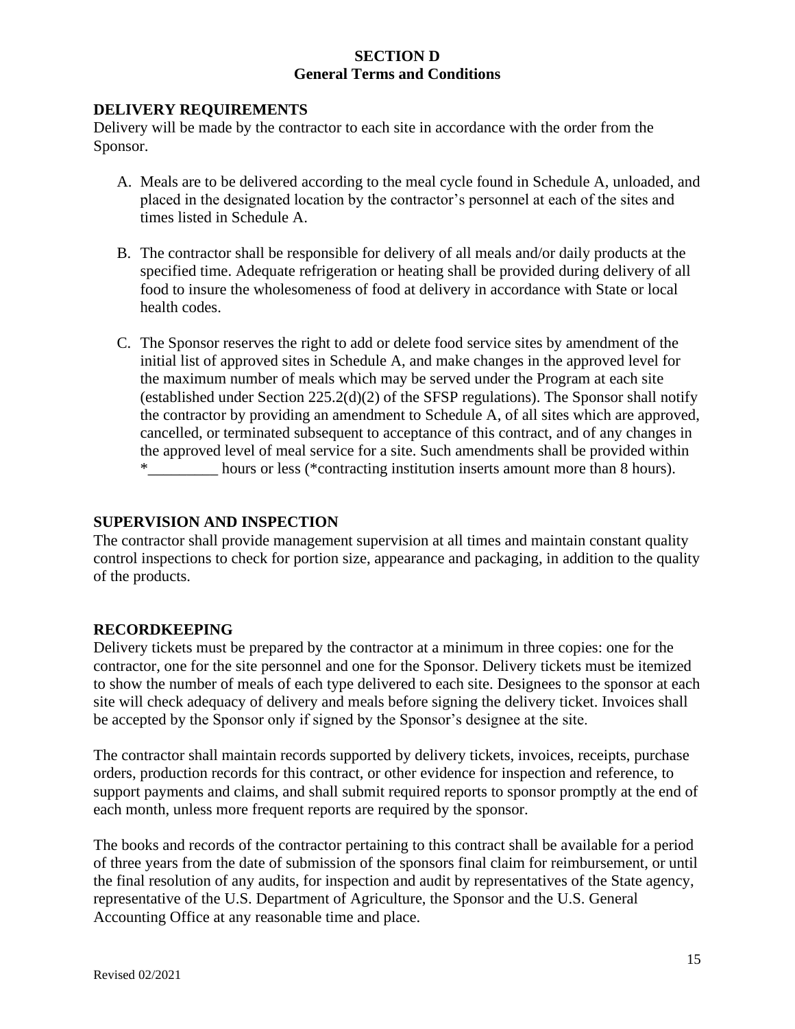## SECTION D
## General Terms and Conditions

### DELIVERY REQUIREMENTS

Delivery will be made by the contractor to each site in accordance with the order from the Sponsor.

A. Meals are to be delivered according to the meal cycle found in Schedule A, unloaded, and placed in the designated location by the contractor's personnel at each of the sites and times listed in Schedule A.

B. The contractor shall be responsible for delivery of all meals and/or daily products at the specified time. Adequate refrigeration or heating shall be provided during delivery of all food to insure the wholesomeness of food at delivery in accordance with State or local health codes.

C. The Sponsor reserves the right to add or delete food service sites by amendment of the initial list of approved sites in Schedule A, and make changes in the approved level for the maximum number of meals which may be served under the Program at each site (established under Section 225.2(d)(2) of the SFSP regulations). The Sponsor shall notify the contractor by providing an amendment to Schedule A, of all sites which are approved, cancelled, or terminated subsequent to acceptance of this contract, and of any changes in the approved level of meal service for a site. Such amendments shall be provided within *_________ hours or less (*contracting institution inserts amount more than 8 hours).

### SUPERVISION AND INSPECTION

The contractor shall provide management supervision at all times and maintain constant quality control inspections to check for portion size, appearance and packaging, in addition to the quality of the products.

### RECORDKEEPING

Delivery tickets must be prepared by the contractor at a minimum in three copies: one for the contractor, one for the site personnel and one for the Sponsor. Delivery tickets must be itemized to show the number of meals of each type delivered to each site. Designees to the sponsor at each site will check adequacy of delivery and meals before signing the delivery ticket. Invoices shall be accepted by the Sponsor only if signed by the Sponsor's designee at the site.

The contractor shall maintain records supported by delivery tickets, invoices, receipts, purchase orders, production records for this contract, or other evidence for inspection and reference, to support payments and claims, and shall submit required reports to sponsor promptly at the end of each month, unless more frequent reports are required by the sponsor.

The books and records of the contractor pertaining to this contract shall be available for a period of three years from the date of submission of the sponsors final claim for reimbursement, or until the final resolution of any audits, for inspection and audit by representatives of the State agency, representative of the U.S. Department of Agriculture, the Sponsor and the U.S. General Accounting Office at any reasonable time and place.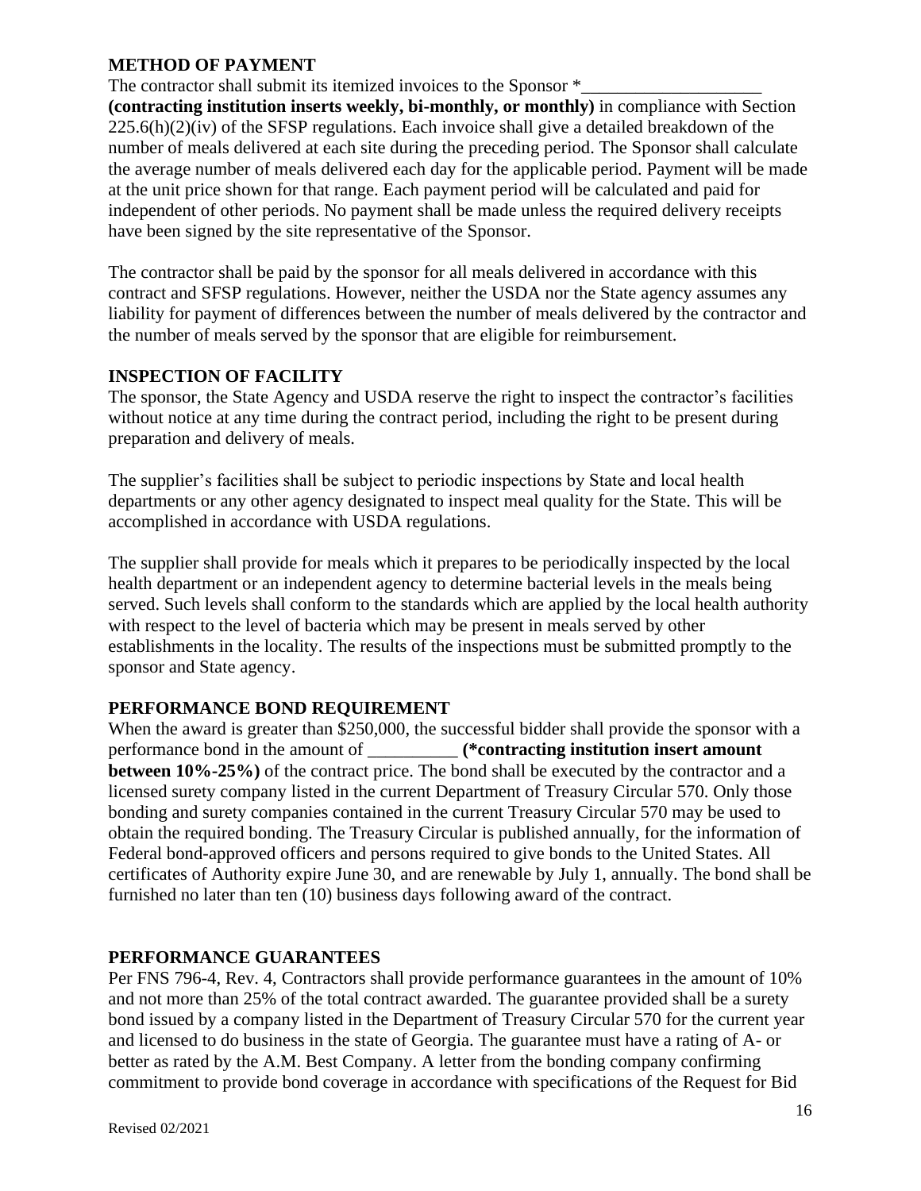## METHOD OF PAYMENT

The contractor shall submit its itemized invoices to the Sponsor *____________________ **(contracting institution inserts weekly, bi-monthly, or monthly)** in compliance with Section 225.6(h)(2)(iv) of the SFSP regulations. Each invoice shall give a detailed breakdown of the number of meals delivered at each site during the preceding period. The Sponsor shall calculate the average number of meals delivered each day for the applicable period. Payment will be made at the unit price shown for that range. Each payment period will be calculated and paid for independent of other periods. No payment shall be made unless the required delivery receipts have been signed by the site representative of the Sponsor.

The contractor shall be paid by the sponsor for all meals delivered in accordance with this contract and SFSP regulations. However, neither the USDA nor the State agency assumes any liability for payment of differences between the number of meals delivered by the contractor and the number of meals served by the sponsor that are eligible for reimbursement.

## INSPECTION OF FACILITY

The sponsor, the State Agency and USDA reserve the right to inspect the contractor's facilities without notice at any time during the contract period, including the right to be present during preparation and delivery of meals.

The supplier's facilities shall be subject to periodic inspections by State and local health departments or any other agency designated to inspect meal quality for the State. This will be accomplished in accordance with USDA regulations.

The supplier shall provide for meals which it prepares to be periodically inspected by the local health department or an independent agency to determine bacterial levels in the meals being served. Such levels shall conform to the standards which are applied by the local health authority with respect to the level of bacteria which may be present in meals served by other establishments in the locality. The results of the inspections must be submitted promptly to the sponsor and State agency.

## PERFORMANCE BOND REQUIREMENT

When the award is greater than $250,000, the successful bidder shall provide the sponsor with a performance bond in the amount of __________ **(*contracting institution insert amount between 10%-25%)** of the contract price. The bond shall be executed by the contractor and a licensed surety company listed in the current Department of Treasury Circular 570. Only those bonding and surety companies contained in the current Treasury Circular 570 may be used to obtain the required bonding. The Treasury Circular is published annually, for the information of Federal bond-approved officers and persons required to give bonds to the United States. All certificates of Authority expire June 30, and are renewable by July 1, annually. The bond shall be furnished no later than ten (10) business days following award of the contract.

## PERFORMANCE GUARANTEES

Per FNS 796-4, Rev. 4, Contractors shall provide performance guarantees in the amount of 10% and not more than 25% of the total contract awarded. The guarantee provided shall be a surety bond issued by a company listed in the Department of Treasury Circular 570 for the current year and licensed to do business in the state of Georgia. The guarantee must have a rating of A- or better as rated by the A.M. Best Company. A letter from the bonding company confirming commitment to provide bond coverage in accordance with specifications of the Request for Bid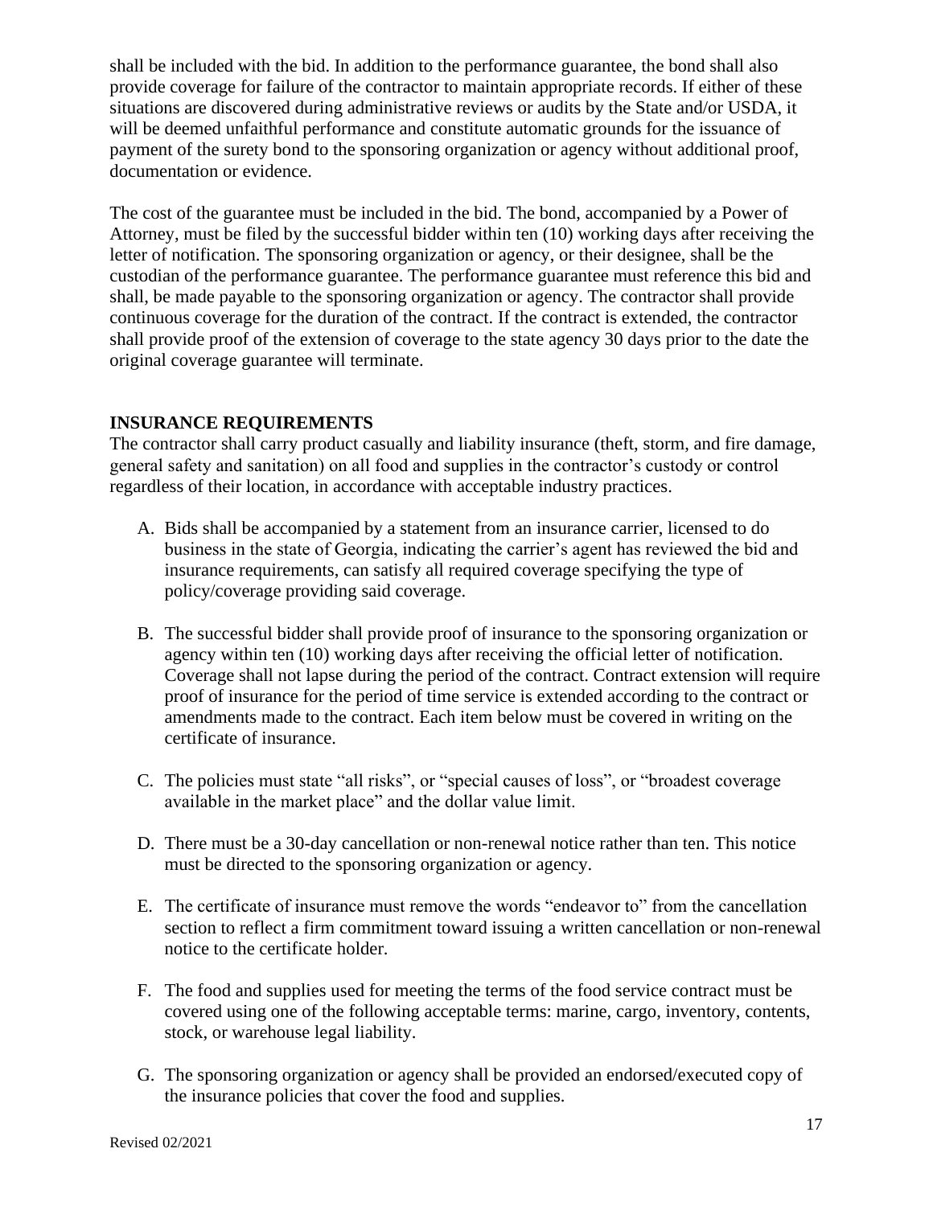shall be included with the bid. In addition to the performance guarantee, the bond shall also provide coverage for failure of the contractor to maintain appropriate records. If either of these situations are discovered during administrative reviews or audits by the State and/or USDA, it will be deemed unfaithful performance and constitute automatic grounds for the issuance of payment of the surety bond to the sponsoring organization or agency without additional proof, documentation or evidence.

The cost of the guarantee must be included in the bid. The bond, accompanied by a Power of Attorney, must be filed by the successful bidder within ten (10) working days after receiving the letter of notification. The sponsoring organization or agency, or their designee, shall be the custodian of the performance guarantee. The performance guarantee must reference this bid and shall, be made payable to the sponsoring organization or agency. The contractor shall provide continuous coverage for the duration of the contract. If the contract is extended, the contractor shall provide proof of the extension of coverage to the state agency 30 days prior to the date the original coverage guarantee will terminate.

## INSURANCE REQUIREMENTS

The contractor shall carry product casually and liability insurance (theft, storm, and fire damage, general safety and sanitation) on all food and supplies in the contractor's custody or control regardless of their location, in accordance with acceptable industry practices.

A. Bids shall be accompanied by a statement from an insurance carrier, licensed to do business in the state of Georgia, indicating the carrier's agent has reviewed the bid and insurance requirements, can satisfy all required coverage specifying the type of policy/coverage providing said coverage.

B. The successful bidder shall provide proof of insurance to the sponsoring organization or agency within ten (10) working days after receiving the official letter of notification. Coverage shall not lapse during the period of the contract. Contract extension will require proof of insurance for the period of time service is extended according to the contract or amendments made to the contract. Each item below must be covered in writing on the certificate of insurance.

C. The policies must state "all risks", or "special causes of loss", or "broadest coverage available in the market place" and the dollar value limit.

D. There must be a 30-day cancellation or non-renewal notice rather than ten. This notice must be directed to the sponsoring organization or agency.

E. The certificate of insurance must remove the words "endeavor to" from the cancellation section to reflect a firm commitment toward issuing a written cancellation or non-renewal notice to the certificate holder.

F. The food and supplies used for meeting the terms of the food service contract must be covered using one of the following acceptable terms: marine, cargo, inventory, contents, stock, or warehouse legal liability.

G. The sponsoring organization or agency shall be provided an endorsed/executed copy of the insurance policies that cover the food and supplies.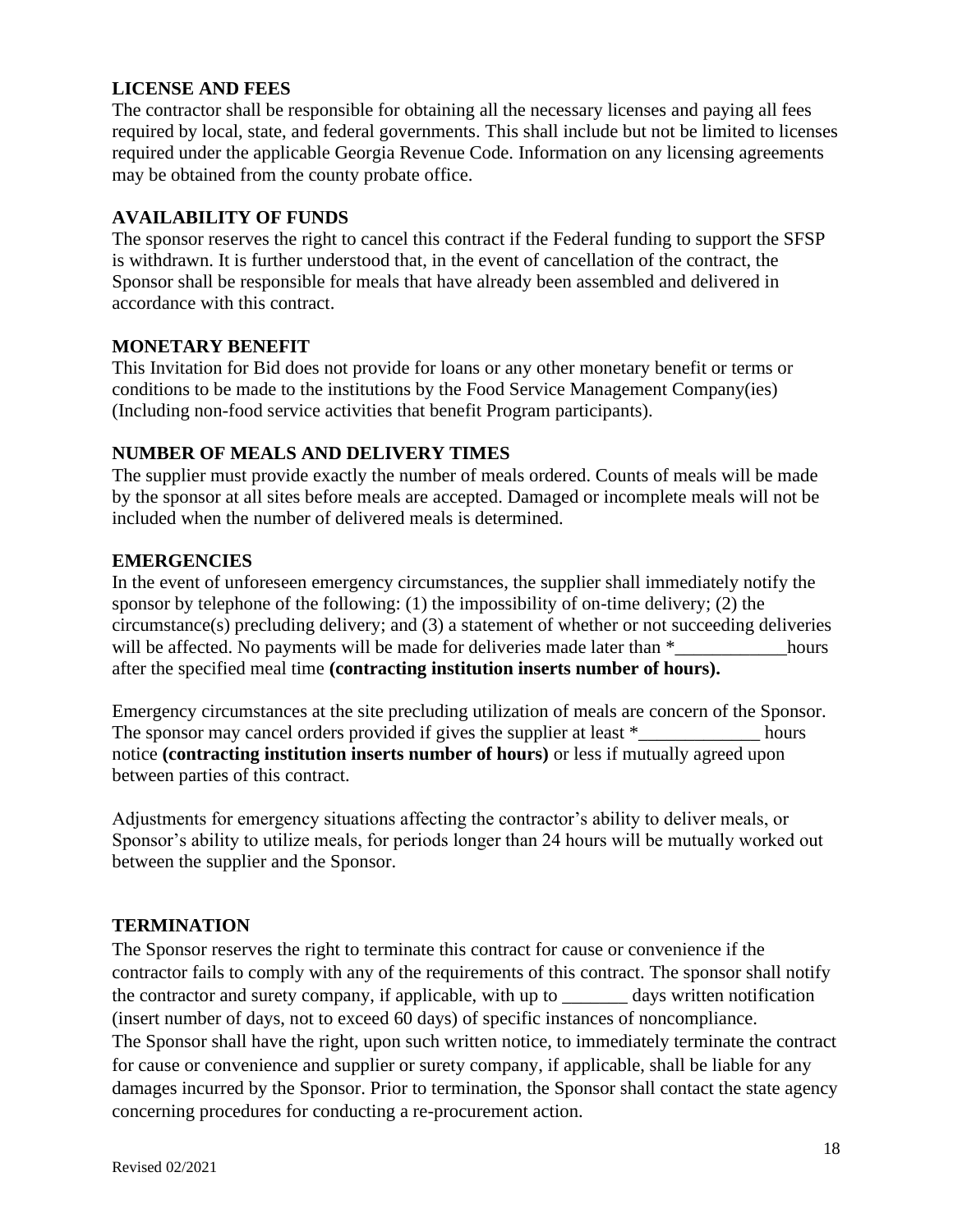### LICENSE AND FEES

The contractor shall be responsible for obtaining all the necessary licenses and paying all fees required by local, state, and federal governments. This shall include but not be limited to licenses required under the applicable Georgia Revenue Code. Information on any licensing agreements may be obtained from the county probate office.

### AVAILABILITY OF FUNDS

The sponsor reserves the right to cancel this contract if the Federal funding to support the SFSP is withdrawn. It is further understood that, in the event of cancellation of the contract, the Sponsor shall be responsible for meals that have already been assembled and delivered in accordance with this contract.

### MONETARY BENEFIT

This Invitation for Bid does not provide for loans or any other monetary benefit or terms or conditions to be made to the institutions by the Food Service Management Company(ies) (Including non-food service activities that benefit Program participants).

### NUMBER OF MEALS AND DELIVERY TIMES

The supplier must provide exactly the number of meals ordered. Counts of meals will be made by the sponsor at all sites before meals are accepted. Damaged or incomplete meals will not be included when the number of delivered meals is determined.

### EMERGENCIES

In the event of unforeseen emergency circumstances, the supplier shall immediately notify the sponsor by telephone of the following: (1) the impossibility of on-time delivery; (2) the circumstance(s) precluding delivery; and (3) a statement of whether or not succeeding deliveries will be affected. No payments will be made for deliveries made later than *____________hours after the specified meal time **(contracting institution inserts number of hours).**

Emergency circumstances at the site precluding utilization of meals are concern of the Sponsor. The sponsor may cancel orders provided if gives the supplier at least *_____________ hours notice **(contracting institution inserts number of hours)** or less if mutually agreed upon between parties of this contract.

Adjustments for emergency situations affecting the contractor's ability to deliver meals, or Sponsor's ability to utilize meals, for periods longer than 24 hours will be mutually worked out between the supplier and the Sponsor.

### TERMINATION

The Sponsor reserves the right to terminate this contract for cause or convenience if the contractor fails to comply with any of the requirements of this contract. The sponsor shall notify the contractor and surety company, if applicable, with up to _______ days written notification (insert number of days, not to exceed 60 days) of specific instances of noncompliance.
The Sponsor shall have the right, upon such written notice, to immediately terminate the contract for cause or convenience and supplier or surety company, if applicable, shall be liable for any damages incurred by the Sponsor. Prior to termination, the Sponsor shall contact the state agency concerning procedures for conducting a re-procurement action.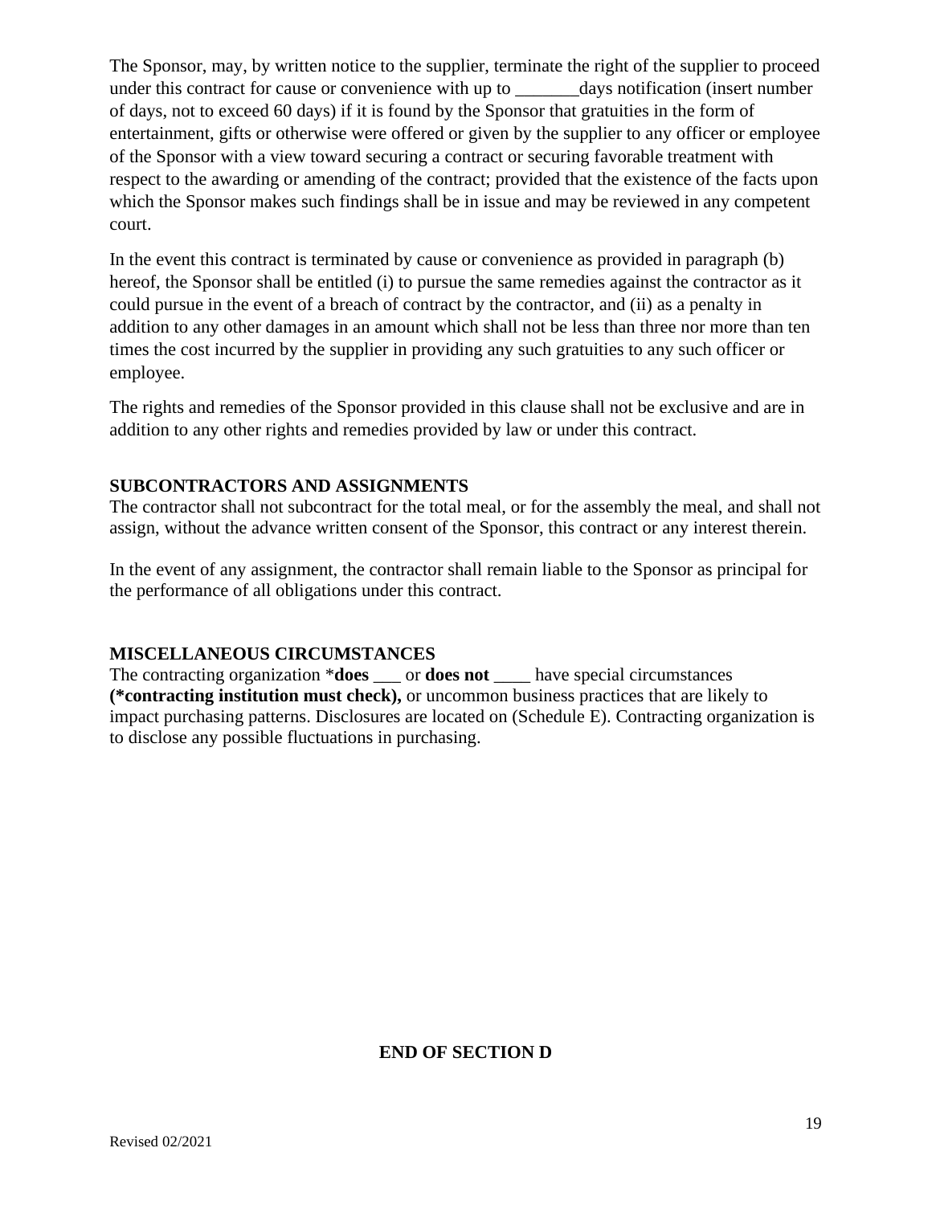The Sponsor, may, by written notice to the supplier, terminate the right of the supplier to proceed under this contract for cause or convenience with up to _______days notification (insert number of days, not to exceed 60 days) if it is found by the Sponsor that gratuities in the form of entertainment, gifts or otherwise were offered or given by the supplier to any officer or employee of the Sponsor with a view toward securing a contract or securing favorable treatment with respect to the awarding or amending of the contract; provided that the existence of the facts upon which the Sponsor makes such findings shall be in issue and may be reviewed in any competent court.

In the event this contract is terminated by cause or convenience as provided in paragraph (b) hereof, the Sponsor shall be entitled (i) to pursue the same remedies against the contractor as it could pursue in the event of a breach of contract by the contractor, and (ii) as a penalty in addition to any other damages in an amount which shall not be less than three nor more than ten times the cost incurred by the supplier in providing any such gratuities to any such officer or employee.

The rights and remedies of the Sponsor provided in this clause shall not be exclusive and are in addition to any other rights and remedies provided by law or under this contract.

**SUBCONTRACTORS AND ASSIGNMENTS**

The contractor shall not subcontract for the total meal, or for the assembly the meal, and shall not assign, without the advance written consent of the Sponsor, this contract or any interest therein.

In the event of any assignment, the contractor shall remain liable to the Sponsor as principal for the performance of all obligations under this contract.

**MISCELLANEOUS CIRCUMSTANCES**

The contracting organization ***does** ___ or **does not** ____ have special circumstances **(*contracting institution must check),** or uncommon business practices that are likely to impact purchasing patterns. Disclosures are located on (Schedule E). Contracting organization is to disclose any possible fluctuations in purchasing.

**END OF SECTION D**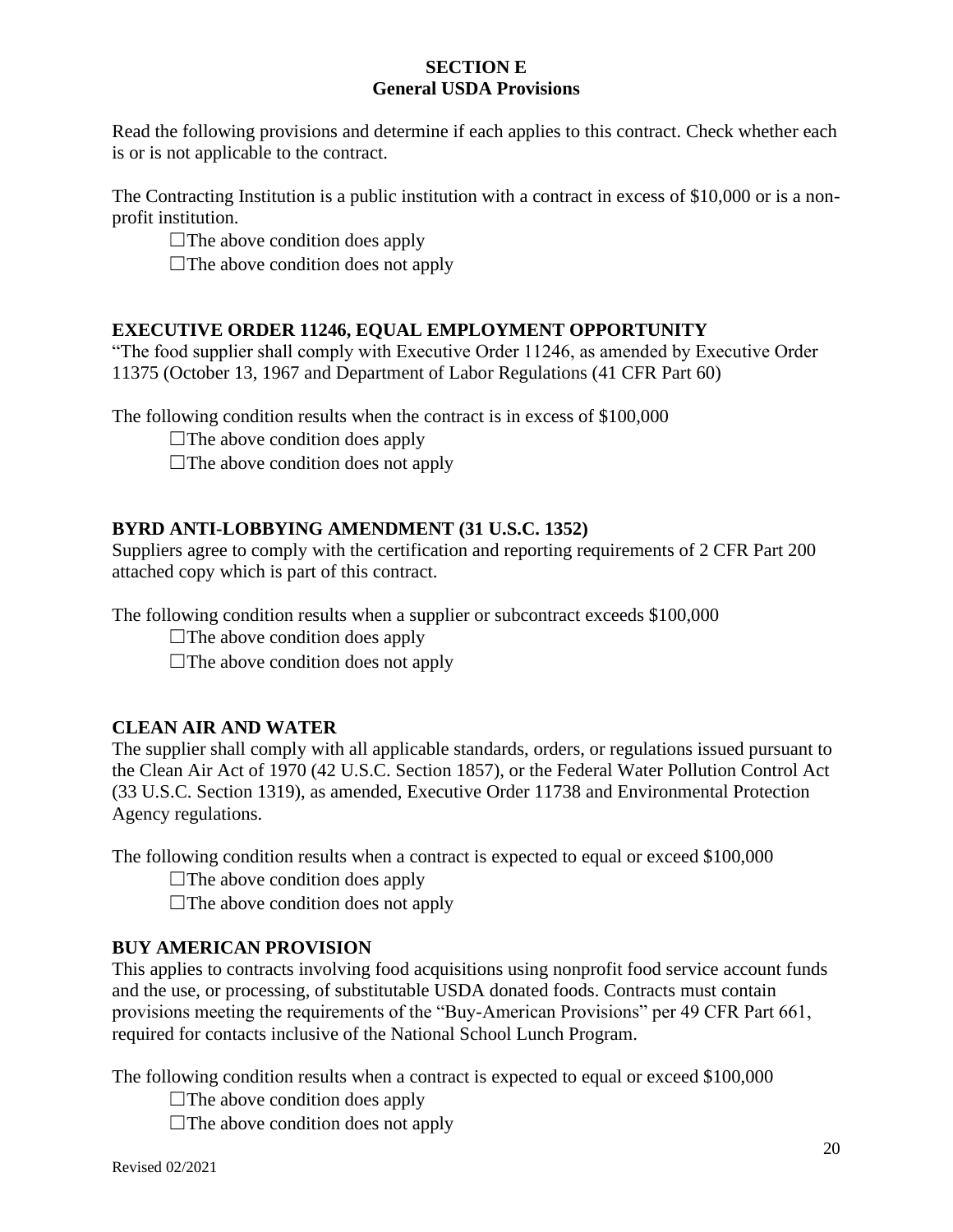**SECTION E**
**General USDA Provisions**

Read the following provisions and determine if each applies to this contract. Check whether each is or is not applicable to the contract.

The Contracting Institution is a public institution with a contract in excess of $10,000 or is a non-profit institution.

☐The above condition does apply

☐The above condition does not apply

## EXECUTIVE ORDER 11246, EQUAL EMPLOYMENT OPPORTUNITY

"The food supplier shall comply with Executive Order 11246, as amended by Executive Order 11375 (October 13, 1967 and Department of Labor Regulations (41 CFR Part 60)

The following condition results when the contract is in excess of $100,000

☐The above condition does apply

☐The above condition does not apply

## BYRD ANTI-LOBBYING AMENDMENT (31 U.S.C. 1352)

Suppliers agree to comply with the certification and reporting requirements of 2 CFR Part 200 attached copy which is part of this contract.

The following condition results when a supplier or subcontract exceeds $100,000

☐The above condition does apply

☐The above condition does not apply

## CLEAN AIR AND WATER

The supplier shall comply with all applicable standards, orders, or regulations issued pursuant to the Clean Air Act of 1970 (42 U.S.C. Section 1857), or the Federal Water Pollution Control Act (33 U.S.C. Section 1319), as amended, Executive Order 11738 and Environmental Protection Agency regulations.

The following condition results when a contract is expected to equal or exceed $100,000

☐The above condition does apply

☐The above condition does not apply

## BUY AMERICAN PROVISION

This applies to contracts involving food acquisitions using nonprofit food service account funds and the use, or processing, of substitutable USDA donated foods. Contracts must contain provisions meeting the requirements of the "Buy-American Provisions" per 49 CFR Part 661, required for contacts inclusive of the National School Lunch Program.

The following condition results when a contract is expected to equal or exceed $100,000

☐The above condition does apply

☐The above condition does not apply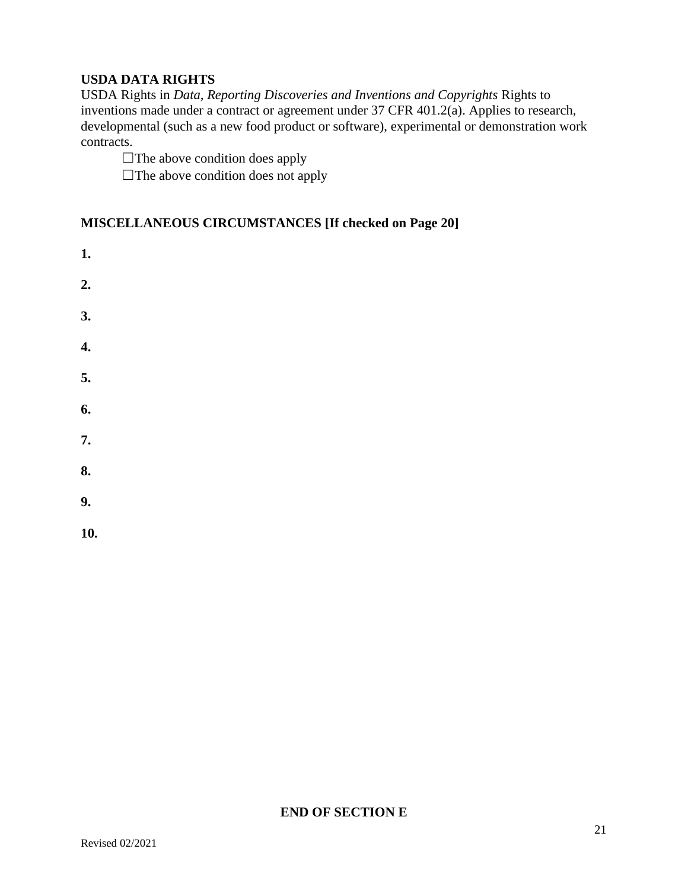**USDA DATA RIGHTS**

USDA Rights in *Data, Reporting Discoveries and Inventions and Copyrights* Rights to inventions made under a contract or agreement under 37 CFR 401.2(a). Applies to research, developmental (such as a new food product or software), experimental or demonstration work contracts.

☐The above condition does apply

☐The above condition does not apply

**MISCELLANEOUS CIRCUMSTANCES [If checked on Page 20]**

**1.**

**2.**

**3.**

**4.**

**5.**

**6.**

**7.**

**8.**

**9.**

**10.**

**END OF SECTION E**

Revised 02/2021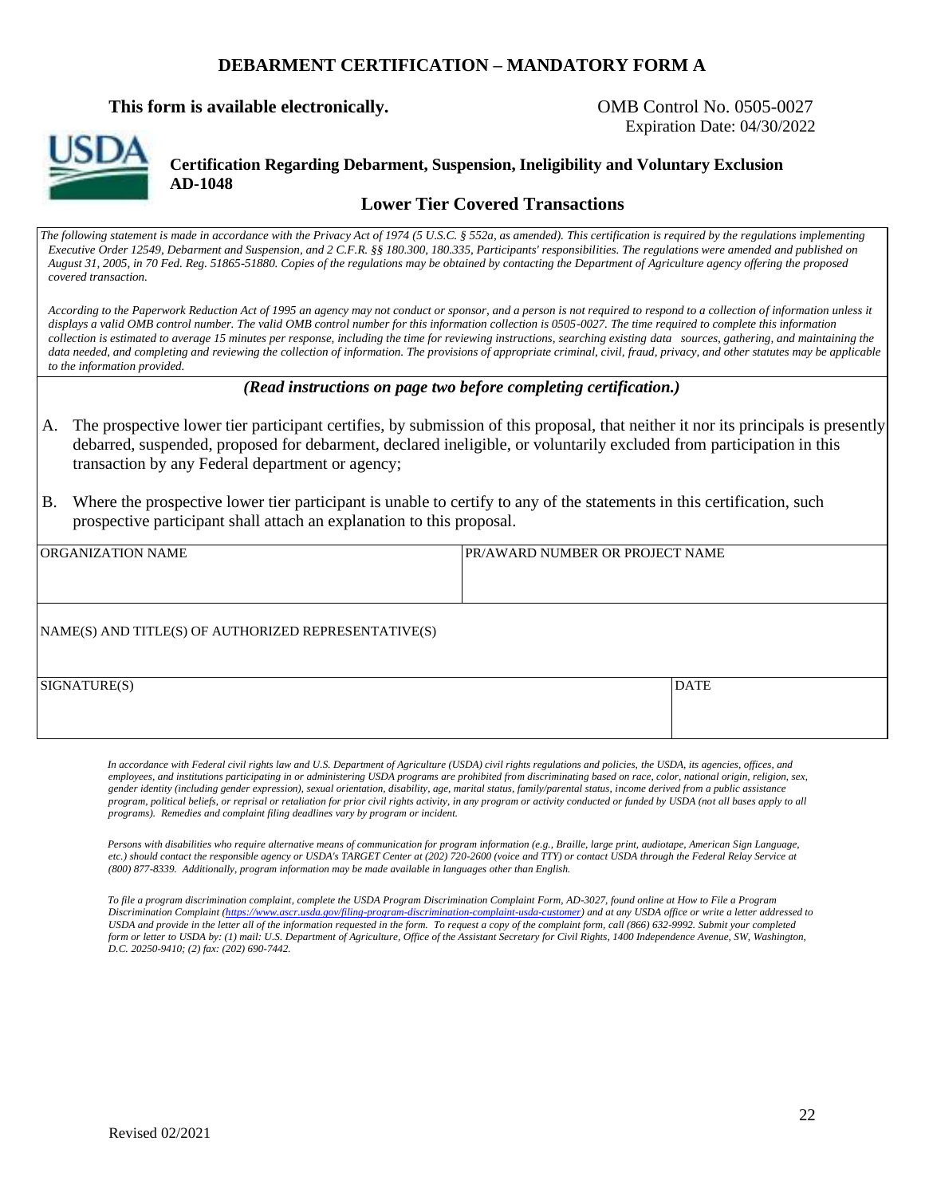# DEBARMENT CERTIFICATION – MANDATORY FORM A

**This form is available electronically.**

OMB Control No. 0505-0027
Expiration Date: 04/30/2022

USDA

**Certification Regarding Debarment, Suspension, Ineligibility and Voluntary Exclusion AD-1048**

**Lower Tier Covered Transactions**

*The following statement is made in accordance with the Privacy Act of 1974 (5 U.S.C. § 552a, as amended). This certification is required by the regulations implementing Executive Order 12549, Debarment and Suspension, and 2 C.F.R. §§ 180.300, 180.335, Participants' responsibilities. The regulations were amended and published on August 31, 2005, in 70 Fed. Reg. 51865-51880. Copies of the regulations may be obtained by contacting the Department of Agriculture agency offering the proposed covered transaction.*

*According to the Paperwork Reduction Act of 1995 an agency may not conduct or sponsor, and a person is not required to respond to a collection of information unless it displays a valid OMB control number. The valid OMB control number for this information collection is 0505-0027. The time required to complete this information collection is estimated to average 15 minutes per response, including the time for reviewing instructions, searching existing data sources, gathering, and maintaining the data needed, and completing and reviewing the collection of information. The provisions of appropriate criminal, civil, fraud, privacy, and other statutes may be applicable to the information provided.*

***(Read instructions on page two before completing certification.)***

A. The prospective lower tier participant certifies, by submission of this proposal, that neither it nor its principals is presently debarred, suspended, proposed for debarment, declared ineligible, or voluntarily excluded from participation in this transaction by any Federal department or agency;

B. Where the prospective lower tier participant is unable to certify to any of the statements in this certification, such prospective participant shall attach an explanation to this proposal.

| ORGANIZATION NAME | PR/AWARD NUMBER OR PROJECT NAME |
| --- | --- |
| | |

| NAME(S) AND TITLE(S) OF AUTHORIZED REPRESENTATIVE(S) |
| --- |
| |

| SIGNATURE(S) | DATE |
| --- | --- |
| | |

*In accordance with Federal civil rights law and U.S. Department of Agriculture (USDA) civil rights regulations and policies, the USDA, its agencies, offices, and employees, and institutions participating in or administering USDA programs are prohibited from discriminating based on race, color, national origin, religion, sex, gender identity (including gender expression), sexual orientation, disability, age, marital status, family/parental status, income derived from a public assistance program, political beliefs, or reprisal or retaliation for prior civil rights activity, in any program or activity conducted or funded by USDA (not all bases apply to all programs). Remedies and complaint filing deadlines vary by program or incident.*

*Persons with disabilities who require alternative means of communication for program information (e.g., Braille, large print, audiotape, American Sign Language, etc.) should contact the responsible agency or USDA's TARGET Center at (202) 720-2600 (voice and TTY) or contact USDA through the Federal Relay Service at (800) 877-8339. Additionally, program information may be made available in languages other than English.*

*To file a program discrimination complaint, complete the USDA Program Discrimination Complaint Form, AD-3027, found online at How to File a Program Discrimination Complaint (https://www.ascr.usda.gov/filing-program-discrimination-complaint-usda-customer) and at any USDA office or write a letter addressed to USDA and provide in the letter all of the information requested in the form. To request a copy of the complaint form, call (866) 632-9992. Submit your completed form or letter to USDA by: (1) mail: U.S. Department of Agriculture, Office of the Assistant Secretary for Civil Rights, 1400 Independence Avenue, SW, Washington, D.C. 20250-9410; (2) fax: (202) 690-7442.*

Revised 02/2021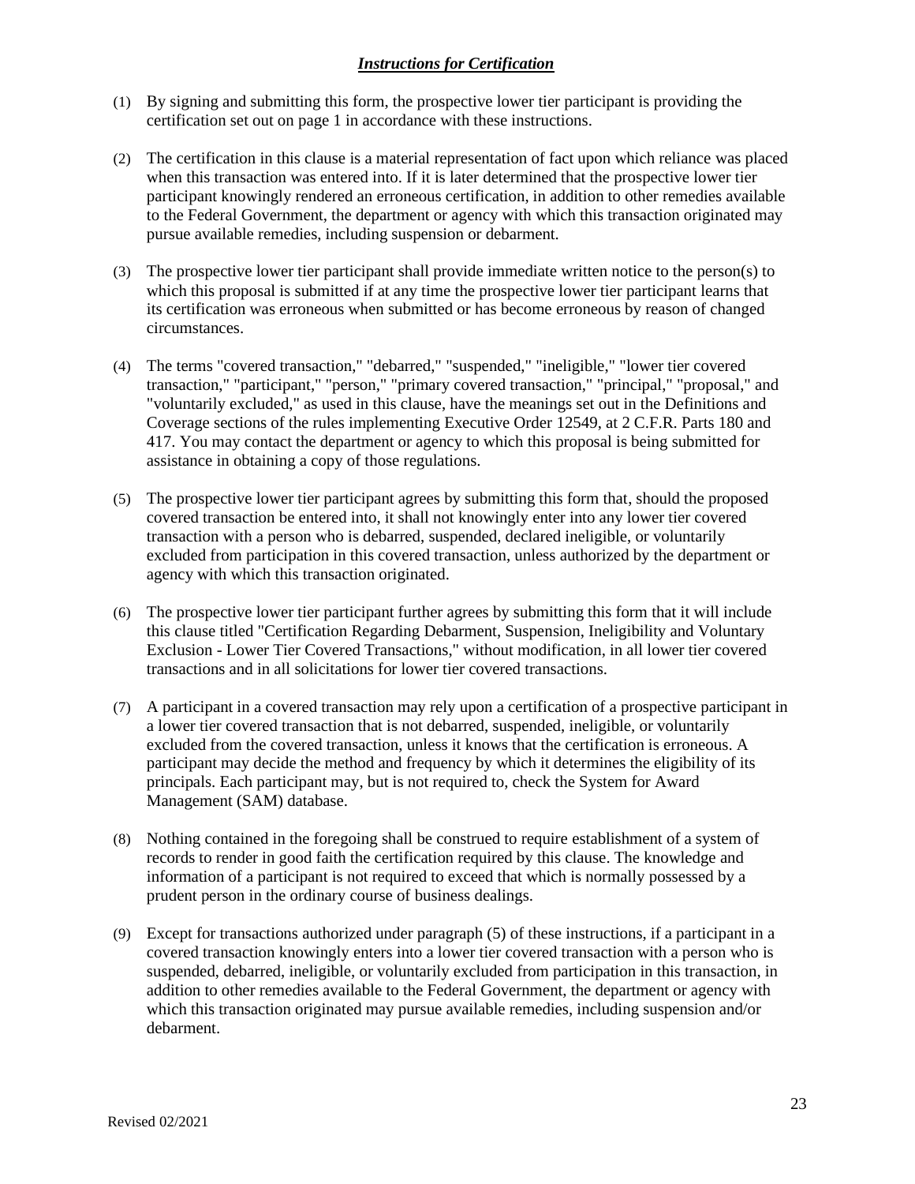## ***Instructions for Certification***

(1) By signing and submitting this form, the prospective lower tier participant is providing the certification set out on page 1 in accordance with these instructions.

(2) The certification in this clause is a material representation of fact upon which reliance was placed when this transaction was entered into. If it is later determined that the prospective lower tier participant knowingly rendered an erroneous certification, in addition to other remedies available to the Federal Government, the department or agency with which this transaction originated may pursue available remedies, including suspension or debarment.

(3) The prospective lower tier participant shall provide immediate written notice to the person(s) to which this proposal is submitted if at any time the prospective lower tier participant learns that its certification was erroneous when submitted or has become erroneous by reason of changed circumstances.

(4) The terms "covered transaction," "debarred," "suspended," "ineligible," "lower tier covered transaction," "participant," "person," "primary covered transaction," "principal," "proposal," and "voluntarily excluded," as used in this clause, have the meanings set out in the Definitions and Coverage sections of the rules implementing Executive Order 12549, at 2 C.F.R. Parts 180 and 417. You may contact the department or agency to which this proposal is being submitted for assistance in obtaining a copy of those regulations.

(5) The prospective lower tier participant agrees by submitting this form that, should the proposed covered transaction be entered into, it shall not knowingly enter into any lower tier covered transaction with a person who is debarred, suspended, declared ineligible, or voluntarily excluded from participation in this covered transaction, unless authorized by the department or agency with which this transaction originated.

(6) The prospective lower tier participant further agrees by submitting this form that it will include this clause titled "Certification Regarding Debarment, Suspension, Ineligibility and Voluntary Exclusion - Lower Tier Covered Transactions," without modification, in all lower tier covered transactions and in all solicitations for lower tier covered transactions.

(7) A participant in a covered transaction may rely upon a certification of a prospective participant in a lower tier covered transaction that is not debarred, suspended, ineligible, or voluntarily excluded from the covered transaction, unless it knows that the certification is erroneous. A participant may decide the method and frequency by which it determines the eligibility of its principals. Each participant may, but is not required to, check the System for Award Management (SAM) database.

(8) Nothing contained in the foregoing shall be construed to require establishment of a system of records to render in good faith the certification required by this clause. The knowledge and information of a participant is not required to exceed that which is normally possessed by a prudent person in the ordinary course of business dealings.

(9) Except for transactions authorized under paragraph (5) of these instructions, if a participant in a covered transaction knowingly enters into a lower tier covered transaction with a person who is suspended, debarred, ineligible, or voluntarily excluded from participation in this transaction, in addition to other remedies available to the Federal Government, the department or agency with which this transaction originated may pursue available remedies, including suspension and/or debarment.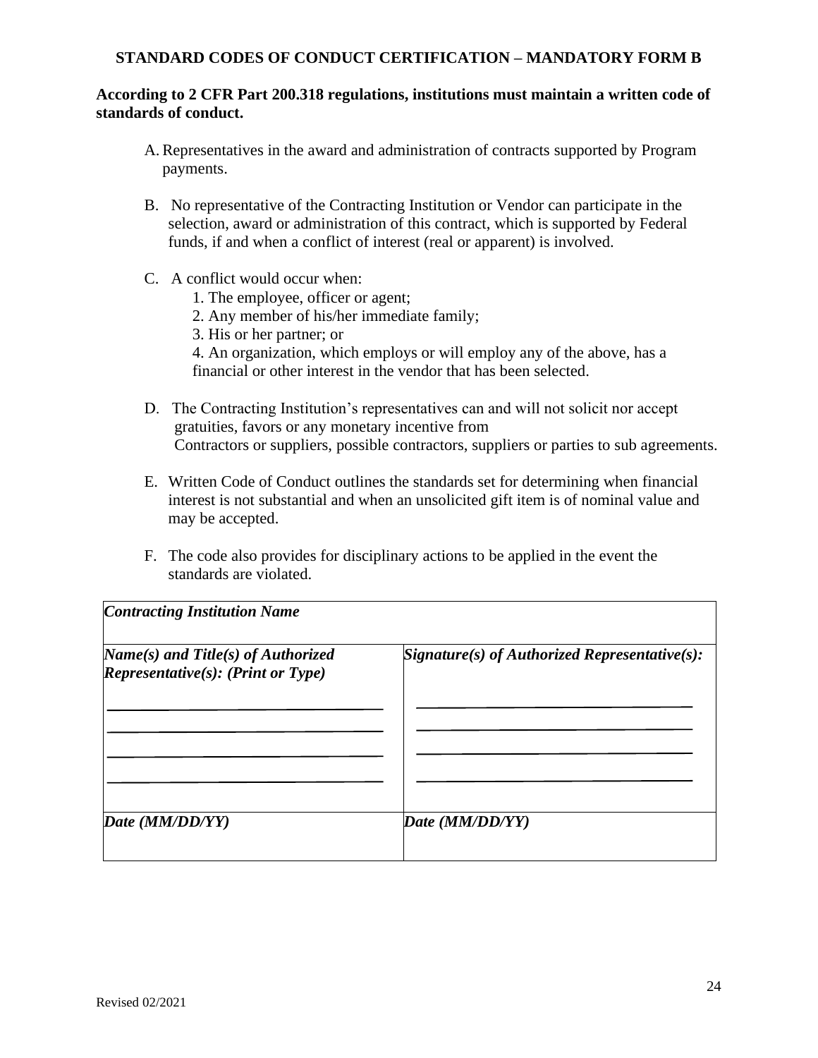## STANDARD CODES OF CONDUCT CERTIFICATION – MANDATORY FORM B

**According to 2 CFR Part 200.318 regulations, institutions must maintain a written code of standards of conduct.**

A. Representatives in the award and administration of contracts supported by Program payments.

B. No representative of the Contracting Institution or Vendor can participate in the selection, award or administration of this contract, which is supported by Federal funds, if and when a conflict of interest (real or apparent) is involved.

C. A conflict would occur when:
   1. The employee, officer or agent;
   2. Any member of his/her immediate family;
   3. His or her partner; or
   4. An organization, which employs or will employ any of the above, has a financial or other interest in the vendor that has been selected.

D. The Contracting Institution's representatives can and will not solicit nor accept gratuities, favors or any monetary incentive from Contractors or suppliers, possible contractors, suppliers or parties to sub agreements.

E. Written Code of Conduct outlines the standards set for determining when financial interest is not substantial and when an unsolicited gift item is of nominal value and may be accepted.

F. The code also provides for disciplinary actions to be applied in the event the standards are violated.

| ***Contracting Institution Name*** | |
|---|---|
| ***Name(s) and Title(s) of Authorized Representative(s): (Print or Type)***<br><br>\_\_\_\_\_\_\_\_\_\_\_\_\_\_\_\_\_\_\_\_\_\_\_\_\_\_\_\_\_\_<br>\_\_\_\_\_\_\_\_\_\_\_\_\_\_\_\_\_\_\_\_\_\_\_\_\_\_\_\_\_\_<br>\_\_\_\_\_\_\_\_\_\_\_\_\_\_\_\_\_\_\_\_\_\_\_\_\_\_\_\_\_\_<br>\_\_\_\_\_\_\_\_\_\_\_\_\_\_\_\_\_\_\_\_\_\_\_\_\_\_\_\_\_\_ | ***Signature(s) of Authorized Representative(s):***<br><br>\_\_\_\_\_\_\_\_\_\_\_\_\_\_\_\_\_\_\_\_\_\_\_\_\_\_\_\_\_\_<br>\_\_\_\_\_\_\_\_\_\_\_\_\_\_\_\_\_\_\_\_\_\_\_\_\_\_\_\_\_\_<br>\_\_\_\_\_\_\_\_\_\_\_\_\_\_\_\_\_\_\_\_\_\_\_\_\_\_\_\_\_\_<br>\_\_\_\_\_\_\_\_\_\_\_\_\_\_\_\_\_\_\_\_\_\_\_\_\_\_\_\_\_\_ |
| ***Date (MM/DD/YY)*** | ***Date (MM/DD/YY)*** |

Revised 02/2021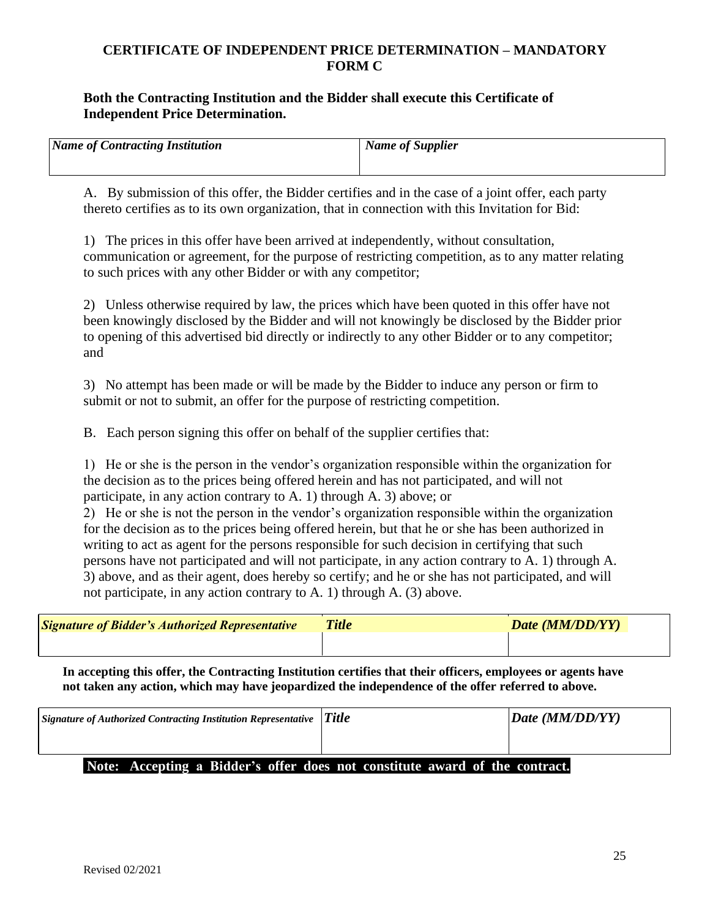# CERTIFICATE OF INDEPENDENT PRICE DETERMINATION – MANDATORY FORM C

**Both the Contracting Institution and the Bidder shall execute this Certificate of Independent Price Determination.**

| *Name of Contracting Institution* | *Name of Supplier* |
| --- | --- |
| | |

A. By submission of this offer, the Bidder certifies and in the case of a joint offer, each party thereto certifies as to its own organization, that in connection with this Invitation for Bid:

1) The prices in this offer have been arrived at independently, without consultation, communication or agreement, for the purpose of restricting competition, as to any matter relating to such prices with any other Bidder or with any competitor;

2) Unless otherwise required by law, the prices which have been quoted in this offer have not been knowingly disclosed by the Bidder and will not knowingly be disclosed by the Bidder prior to opening of this advertised bid directly or indirectly to any other Bidder or to any competitor; and

3) No attempt has been made or will be made by the Bidder to induce any person or firm to submit or not to submit, an offer for the purpose of restricting competition.

B. Each person signing this offer on behalf of the supplier certifies that:

1) He or she is the person in the vendor's organization responsible within the organization for the decision as to the prices being offered herein and has not participated, and will not participate, in any action contrary to A. 1) through A. 3) above; or

2) He or she is not the person in the vendor's organization responsible within the organization for the decision as to the prices being offered herein, but that he or she has been authorized in writing to act as agent for the persons responsible for such decision in certifying that such persons have not participated and will not participate, in any action contrary to A. 1) through A. 3) above, and as their agent, does hereby so certify; and he or she has not participated, and will not participate, in any action contrary to A. 1) through A. (3) above.

| ***Signature of Bidder's Authorized Representative*** | ***Title*** | ***Date (MM/DD/YY)*** |
| --- | --- | --- |
| | | |

**In accepting this offer, the Contracting Institution certifies that their officers, employees or agents have not taken any action, which may have jeopardized the independence of the offer referred to above.**

| ***Signature of Authorized Contracting Institution Representative*** | ***Title*** | ***Date (MM/DD/YY)*** |
| --- | --- | --- |
| | | |

**Note: Accepting a Bidder's offer does not constitute award of the contract.**

Revised 02/2021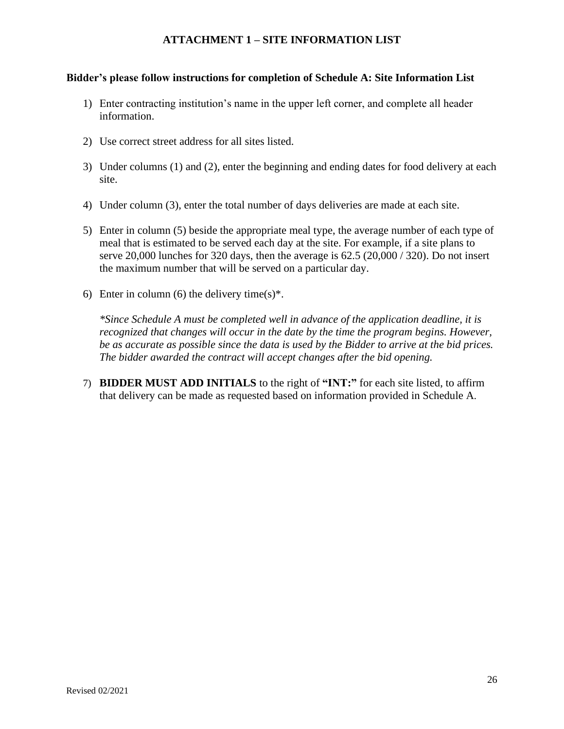## ATTACHMENT 1 – SITE INFORMATION LIST

**Bidder's please follow instructions for completion of Schedule A: Site Information List**

1) Enter contracting institution's name in the upper left corner, and complete all header information.

2) Use correct street address for all sites listed.

3) Under columns (1) and (2), enter the beginning and ending dates for food delivery at each site.

4) Under column (3), enter the total number of days deliveries are made at each site.

5) Enter in column (5) beside the appropriate meal type, the average number of each type of meal that is estimated to be served each day at the site. For example, if a site plans to serve 20,000 lunches for 320 days, then the average is 62.5 (20,000 / 320). Do not insert the maximum number that will be served on a particular day.

6) Enter in column (6) the delivery time(s)*.

   *\*Since Schedule A must be completed well in advance of the application deadline, it is recognized that changes will occur in the date by the time the program begins. However, be as accurate as possible since the data is used by the Bidder to arrive at the bid prices. The bidder awarded the contract will accept changes after the bid opening.*

7) **BIDDER MUST ADD INITIALS** to the right of **"INT:"** for each site listed, to affirm that delivery can be made as requested based on information provided in Schedule A.

Revised 02/2021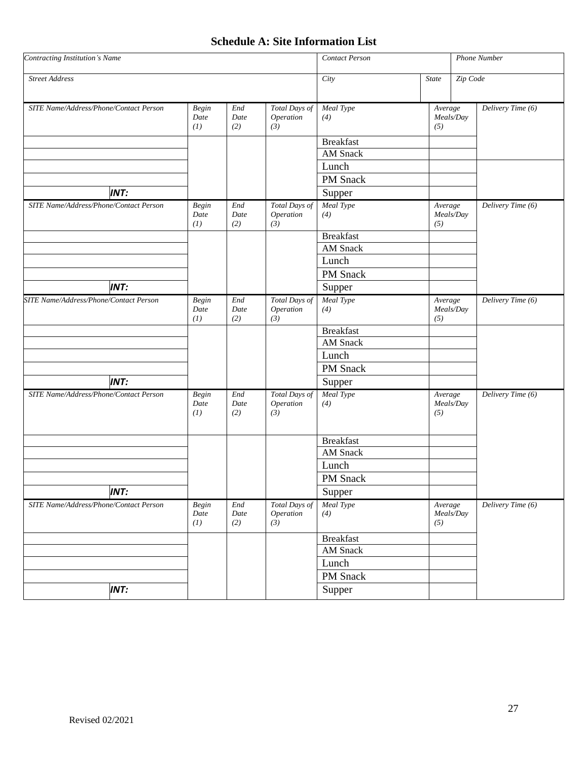# Schedule A: Site Information List

| *Contracting Institution's Name* | | *Contact Person* | | *Phone Number* |
|---|---|---|---|---|
| *Street Address* | | *City* | *State* | *Zip Code* |

| *SITE Name/Address/Phone/Contact Person* | | *Begin Date (1)* | *End Date (2)* | *Total Days of Operation (3)* | *Meal Type (4)* | *Average Meals/Day (5)* | *Delivery Time (6)* |
|---|---|---|---|---|---|---|---|
| | | | | | Breakfast | | |
| | | | | | AM Snack | | |
| | | | | | Lunch | | |
| | | | | | PM Snack | | |
| | ***INT:*** | | | | Supper | | |

| *SITE Name/Address/Phone/Contact Person* | | *Begin Date (1)* | *End Date (2)* | *Total Days of Operation (3)* | *Meal Type (4)* | *Average Meals/Day (5)* | *Delivery Time (6)* |
|---|---|---|---|---|---|---|---|
| | | | | | Breakfast | | |
| | | | | | AM Snack | | |
| | | | | | Lunch | | |
| | | | | | PM Snack | | |
| | ***INT:*** | | | | Supper | | |

| *SITE Name/Address/Phone/Contact Person* | | *Begin Date (1)* | *End Date (2)* | *Total Days of Operation (3)* | *Meal Type (4)* | *Average Meals/Day (5)* | *Delivery Time (6)* |
|---|---|---|---|---|---|---|---|
| | | | | | Breakfast | | |
| | | | | | AM Snack | | |
| | | | | | Lunch | | |
| | | | | | PM Snack | | |
| | ***INT:*** | | | | Supper | | |

| *SITE Name/Address/Phone/Contact Person* | | *Begin Date (1)* | *End Date (2)* | *Total Days of Operation (3)* | *Meal Type (4)* | *Average Meals/Day (5)* | *Delivery Time (6)* |
|---|---|---|---|---|---|---|---|
| | | | | | Breakfast | | |
| | | | | | AM Snack | | |
| | | | | | Lunch | | |
| | | | | | PM Snack | | |
| | ***INT:*** | | | | Supper | | |

| *SITE Name/Address/Phone/Contact Person* | | *Begin Date (1)* | *End Date (2)* | *Total Days of Operation (3)* | *Meal Type (4)* | *Average Meals/Day (5)* | *Delivery Time (6)* |
|---|---|---|---|---|---|---|---|
| | | | | | Breakfast | | |
| | | | | | AM Snack | | |
| | | | | | Lunch | | |
| | | | | | PM Snack | | |
| | ***INT:*** | | | | Supper | | |

Revised 02/2021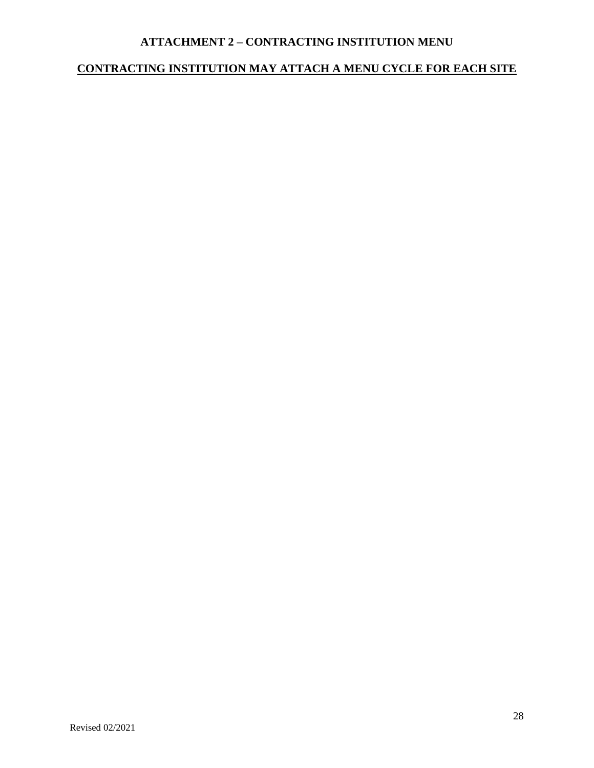## ATTACHMENT 2 – CONTRACTING INSTITUTION MENU

**CONTRACTING INSTITUTION MAY ATTACH A MENU CYCLE FOR EACH SITE**

Revised 02/2021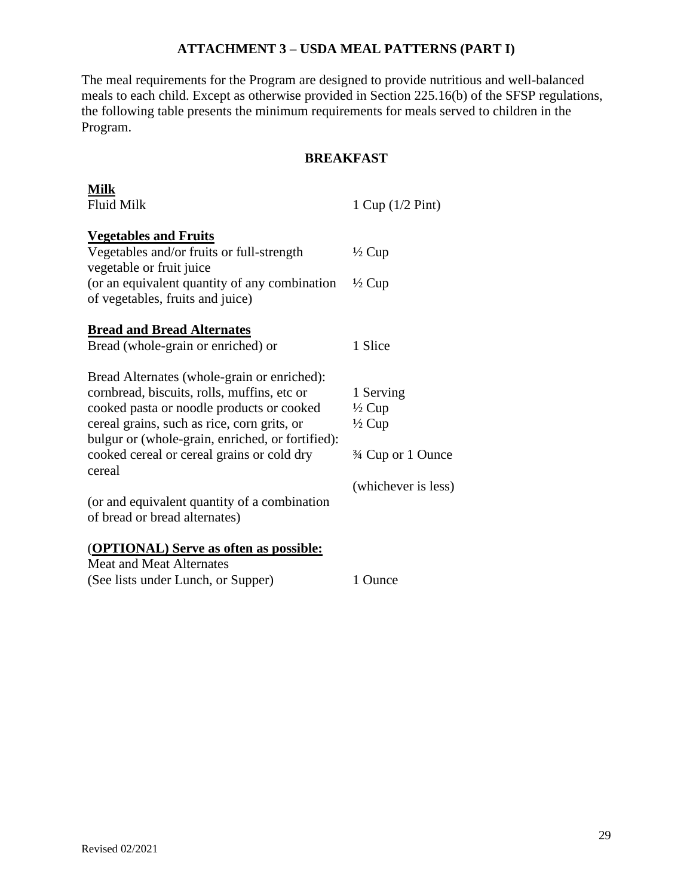## ATTACHMENT 3 – USDA MEAL PATTERNS (PART I)

The meal requirements for the Program are designed to provide nutritious and well-balanced meals to each child. Except as otherwise provided in Section 225.16(b) of the SFSP regulations, the following table presents the minimum requirements for meals served to children in the Program.

### BREAKFAST

| | |
|---|---|
| **Milk** | |
| Fluid Milk | 1 Cup (1/2 Pint) |
| **Vegetables and Fruits** | |
| Vegetables and/or fruits or full-strength vegetable or fruit juice | ½ Cup |
| (or an equivalent quantity of any combination of vegetables, fruits and juice) | ½ Cup |
| **Bread and Bread Alternates** | |
| Bread (whole-grain or enriched) or | 1 Slice |
| Bread Alternates (whole-grain or enriched): | |
| cornbread, biscuits, rolls, muffins, etc or | 1 Serving |
| cooked pasta or noodle products or cooked | ½ Cup |
| cereal grains, such as rice, corn grits, or bulgur or (whole-grain, enriched, or fortified): | ½ Cup |
| cooked cereal or cereal grains or cold dry cereal | ¾ Cup or 1 Ounce (whichever is less) |
| (or and equivalent quantity of a combination of bread or bread alternates) | |
| (**OPTIONAL) Serve as often as possible:** | |
| Meat and Meat Alternates (See lists under Lunch, or Supper) | 1 Ounce |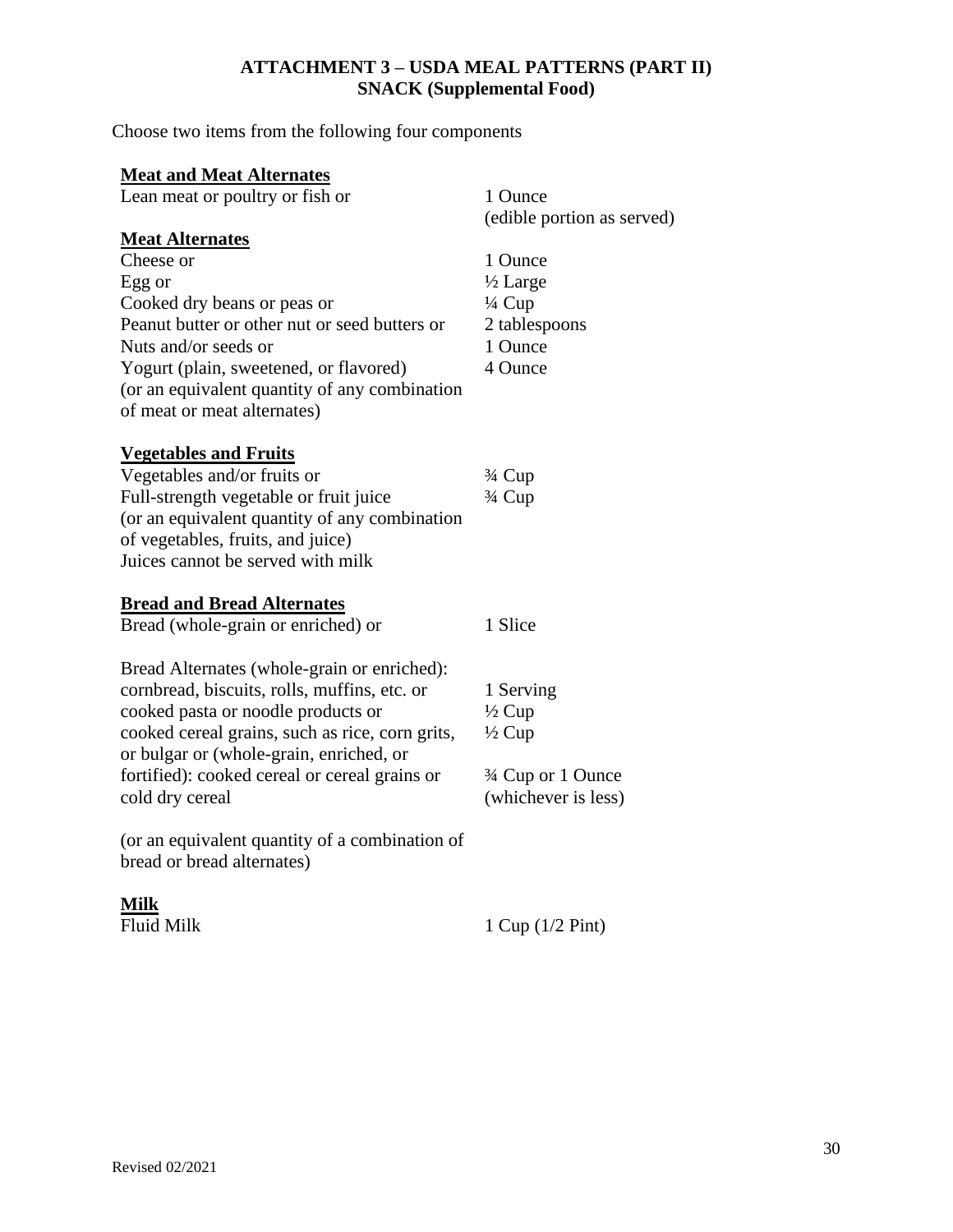## ATTACHMENT 3 – USDA MEAL PATTERNS (PART II)
## SNACK (Supplemental Food)

Choose two items from the following four components

| | |
|---|---|
| **Meat and Meat Alternates** | |
| Lean meat or poultry or fish or | 1 Ounce (edible portion as served) |
| **Meat Alternates** | |
| Cheese or | 1 Ounce |
| Egg or | ½ Large |
| Cooked dry beans or peas or | ¼ Cup |
| Peanut butter or other nut or seed butters or | 2 tablespoons |
| Nuts and/or seeds or | 1 Ounce |
| Yogurt (plain, sweetened, or flavored) | 4 Ounce |
| (or an equivalent quantity of any combination of meat or meat alternates) | |
| **Vegetables and Fruits** | |
| Vegetables and/or fruits or | ¾ Cup |
| Full-strength vegetable or fruit juice | ¾ Cup |
| (or an equivalent quantity of any combination of vegetables, fruits, and juice) | |
| Juices cannot be served with milk | |
| **Bread and Bread Alternates** | |
| Bread (whole-grain or enriched) or | 1 Slice |
| Bread Alternates (whole-grain or enriched): | |
| cornbread, biscuits, rolls, muffins, etc. or | 1 Serving |
| cooked pasta or noodle products or | ½ Cup |
| cooked cereal grains, such as rice, corn grits, or bulgar or (whole-grain, enriched, or | ½ Cup |
| fortified): cooked cereal or cereal grains or cold dry cereal | ¾ Cup or 1 Ounce (whichever is less) |
| (or an equivalent quantity of a combination of bread or bread alternates) | |
| **Milk** | |
| Fluid Milk | 1 Cup (1/2 Pint) |

Revised 02/2021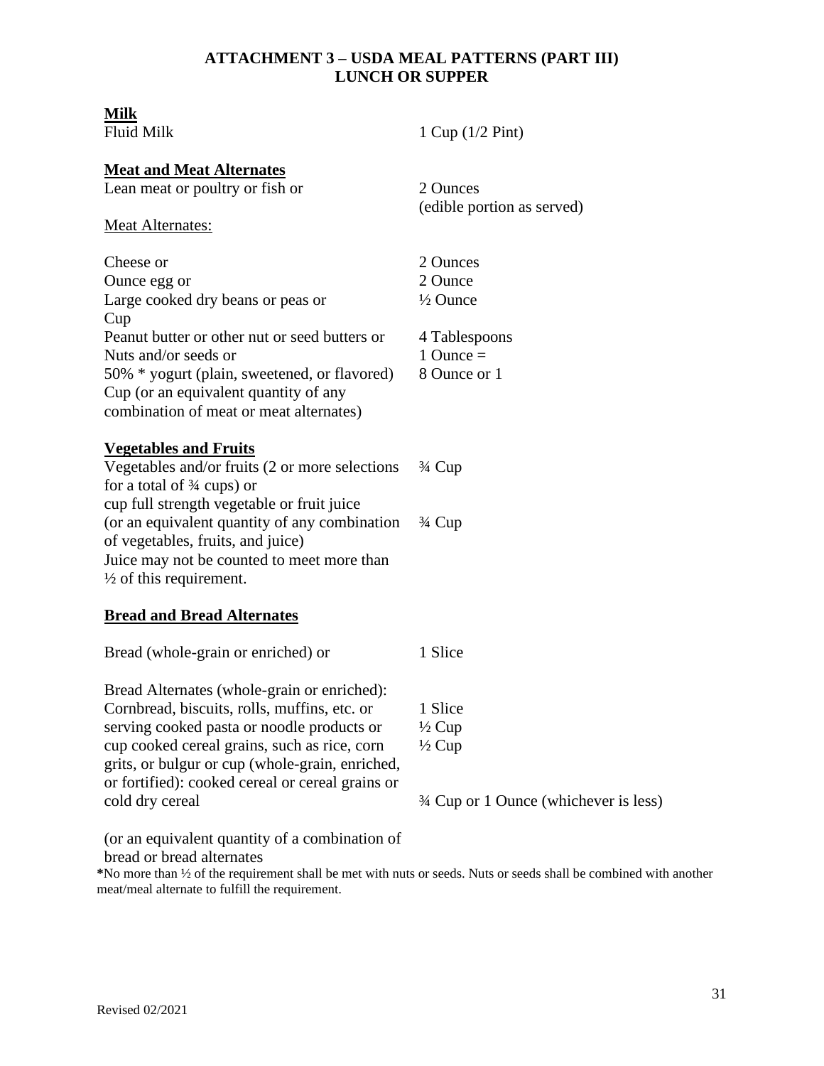# ATTACHMENT 3 – USDA MEAL PATTERNS (PART III)
## LUNCH OR SUPPER

**Milk**

| | |
|---|---|
| Fluid Milk | 1 Cup (1/2 Pint) |

**Meat and Meat Alternates**

| | |
|---|---|
| Lean meat or poultry or fish or | 2 Ounces (edible portion as served) |
| Meat Alternates: | |
| Cheese or | 2 Ounces |
| Ounce egg or | 2 Ounce |
| Large cooked dry beans or peas or Cup | ½ Ounce |
| Peanut butter or other nut or seed butters or | 4 Tablespoons |
| Nuts and/or seeds or | 1 Ounce = |
| 50% * yogurt (plain, sweetened, or flavored) Cup (or an equivalent quantity of any combination of meat or meat alternates) | 8 Ounce or 1 |

**Vegetables and Fruits**

| | |
|---|---|
| Vegetables and/or fruits (2 or more selections for a total of ¾ cups) or cup full strength vegetable or fruit juice | ¾ Cup |
| (or an equivalent quantity of any combination of vegetables, fruits, and juice) Juice may not be counted to meet more than ½ of this requirement. | ¾ Cup |

**Bread and Bread Alternates**

| | |
|---|---|
| Bread (whole-grain or enriched) or | 1 Slice |
| Bread Alternates (whole-grain or enriched): | |
| Cornbread, biscuits, rolls, muffins, etc. or | 1 Slice |
| serving cooked pasta or noodle products or | ½ Cup |
| cup cooked cereal grains, such as rice, corn grits, or bulgur or cup (whole-grain, enriched, or fortified): cooked cereal or cereal grains or | ½ Cup |
| cold dry cereal | ¾ Cup or 1 Ounce (whichever is less) |

(or an equivalent quantity of a combination of bread or bread alternates

***No more than ½ of the requirement shall be met with nuts or seeds. Nuts or seeds shall be combined with another meat/meal alternate to fulfill the requirement.

Revised 02/2021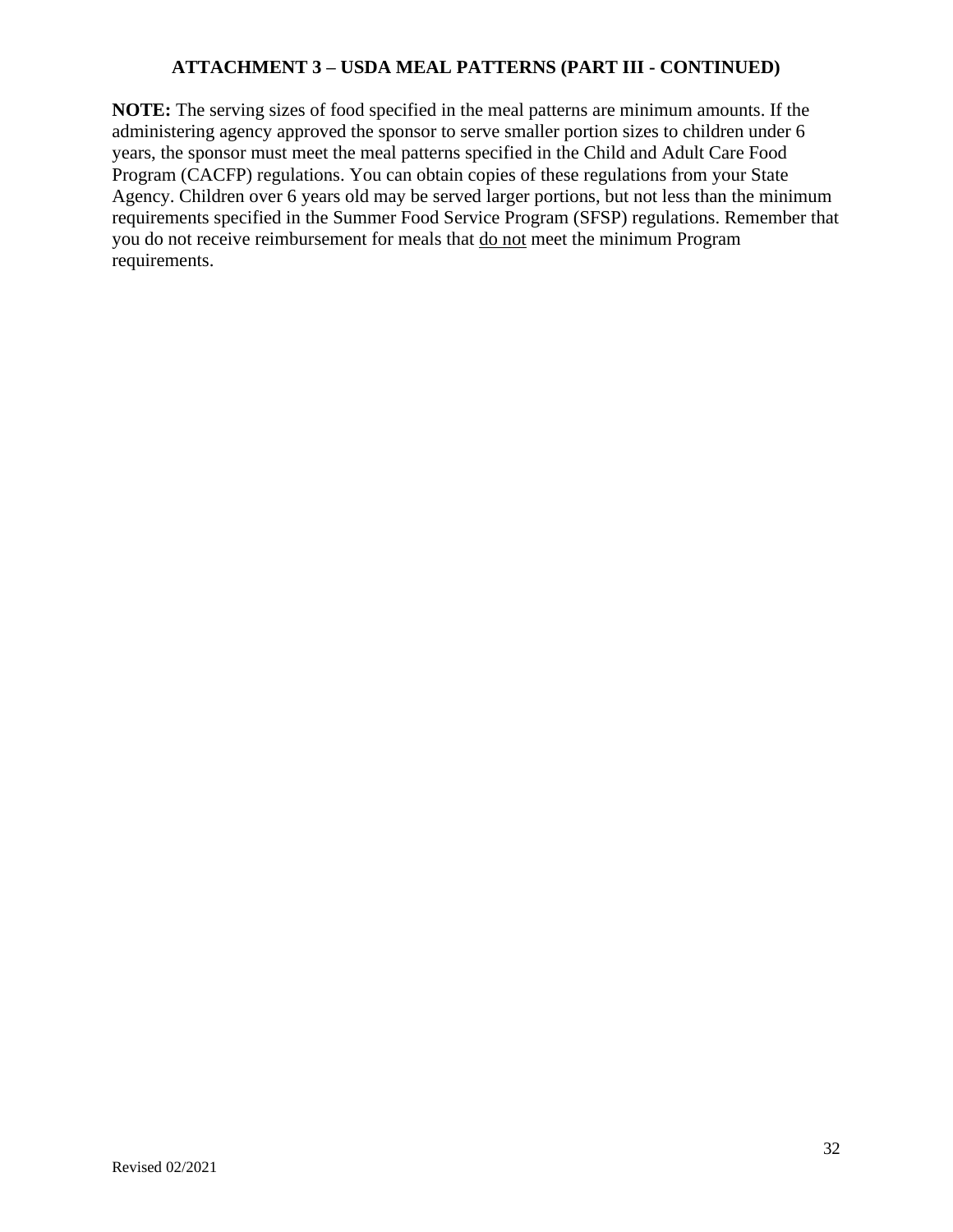## ATTACHMENT 3 – USDA MEAL PATTERNS (PART III - CONTINUED)

**NOTE:** The serving sizes of food specified in the meal patterns are minimum amounts. If the administering agency approved the sponsor to serve smaller portion sizes to children under 6 years, the sponsor must meet the meal patterns specified in the Child and Adult Care Food Program (CACFP) regulations. You can obtain copies of these regulations from your State Agency. Children over 6 years old may be served larger portions, but not less than the minimum requirements specified in the Summer Food Service Program (SFSP) regulations. Remember that you do not receive reimbursement for meals that <u>do not</u> meet the minimum Program requirements.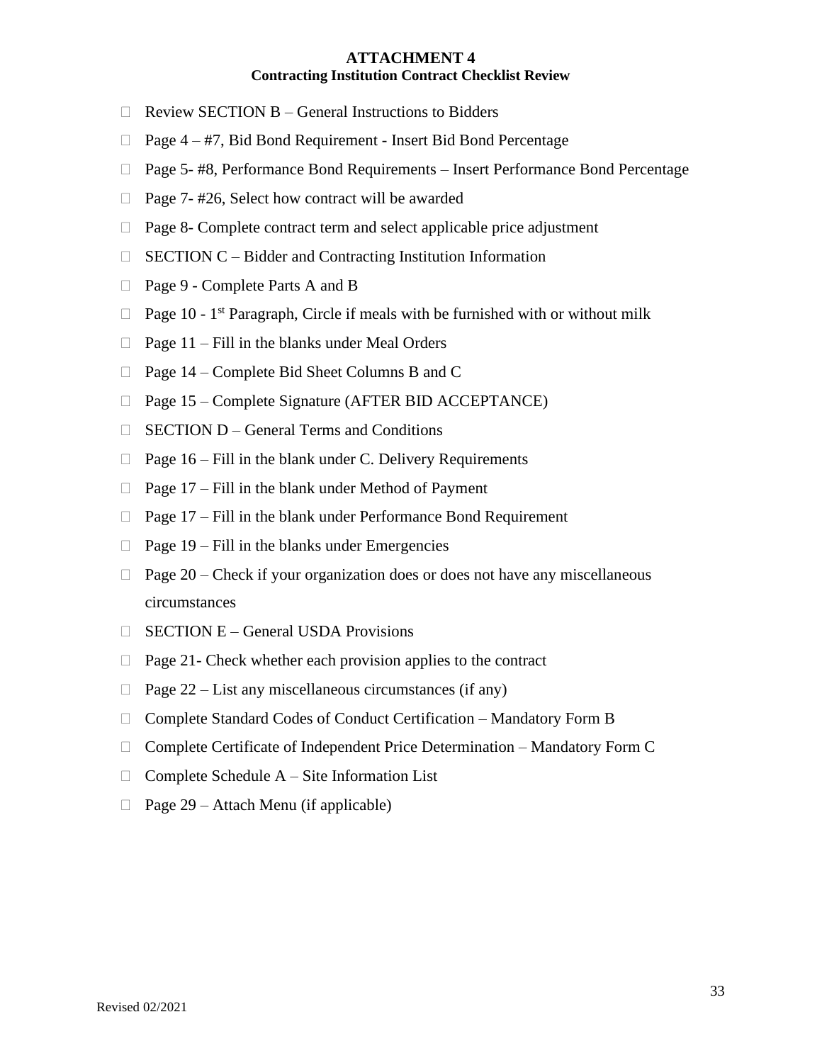# ATTACHMENT 4
## Contracting Institution Contract Checklist Review

- ☐ Review SECTION B – General Instructions to Bidders
- ☐ Page 4 – #7, Bid Bond Requirement - Insert Bid Bond Percentage
- ☐ Page 5- #8, Performance Bond Requirements – Insert Performance Bond Percentage
- ☐ Page 7- #26, Select how contract will be awarded
- ☐ Page 8- Complete contract term and select applicable price adjustment
- ☐ SECTION C – Bidder and Contracting Institution Information
- ☐ Page 9 - Complete Parts A and B
- ☐ Page 10 - 1st Paragraph, Circle if meals with be furnished with or without milk
- ☐ Page 11 – Fill in the blanks under Meal Orders
- ☐ Page 14 – Complete Bid Sheet Columns B and C
- ☐ Page 15 – Complete Signature (AFTER BID ACCEPTANCE)
- ☐ SECTION D – General Terms and Conditions
- ☐ Page 16 – Fill in the blank under C. Delivery Requirements
- ☐ Page 17 – Fill in the blank under Method of Payment
- ☐ Page 17 – Fill in the blank under Performance Bond Requirement
- ☐ Page 19 – Fill in the blanks under Emergencies
- ☐ Page 20 – Check if your organization does or does not have any miscellaneous circumstances
- ☐ SECTION E – General USDA Provisions
- ☐ Page 21- Check whether each provision applies to the contract
- ☐ Page 22 – List any miscellaneous circumstances (if any)
- ☐ Complete Standard Codes of Conduct Certification – Mandatory Form B
- ☐ Complete Certificate of Independent Price Determination – Mandatory Form C
- ☐ Complete Schedule A – Site Information List
- ☐ Page 29 – Attach Menu (if applicable)

Revised 02/2021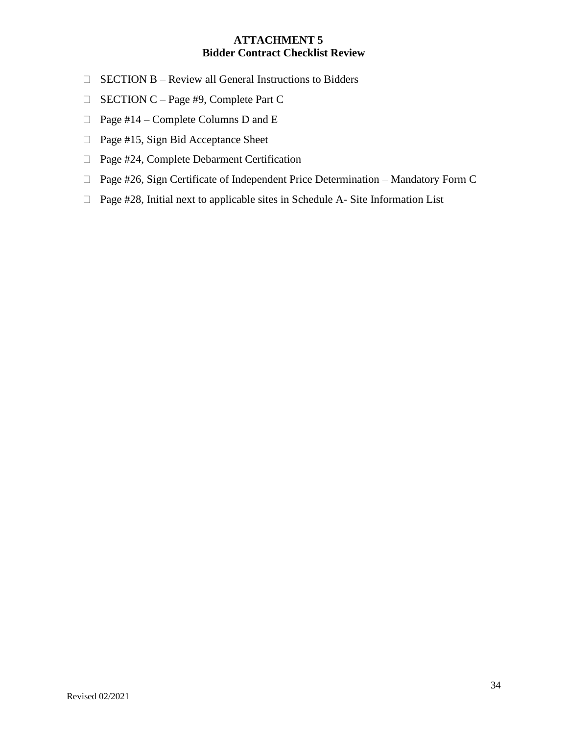**ATTACHMENT 5**
**Bidder Contract Checklist Review**

- ☐ SECTION B – Review all General Instructions to Bidders
- ☐ SECTION C – Page #9, Complete Part C
- ☐ Page #14 – Complete Columns D and E
- ☐ Page #15, Sign Bid Acceptance Sheet
- ☐ Page #24, Complete Debarment Certification
- ☐ Page #26, Sign Certificate of Independent Price Determination – Mandatory Form C
- ☐ Page #28, Initial next to applicable sites in Schedule A- Site Information List

Revised 02/2021